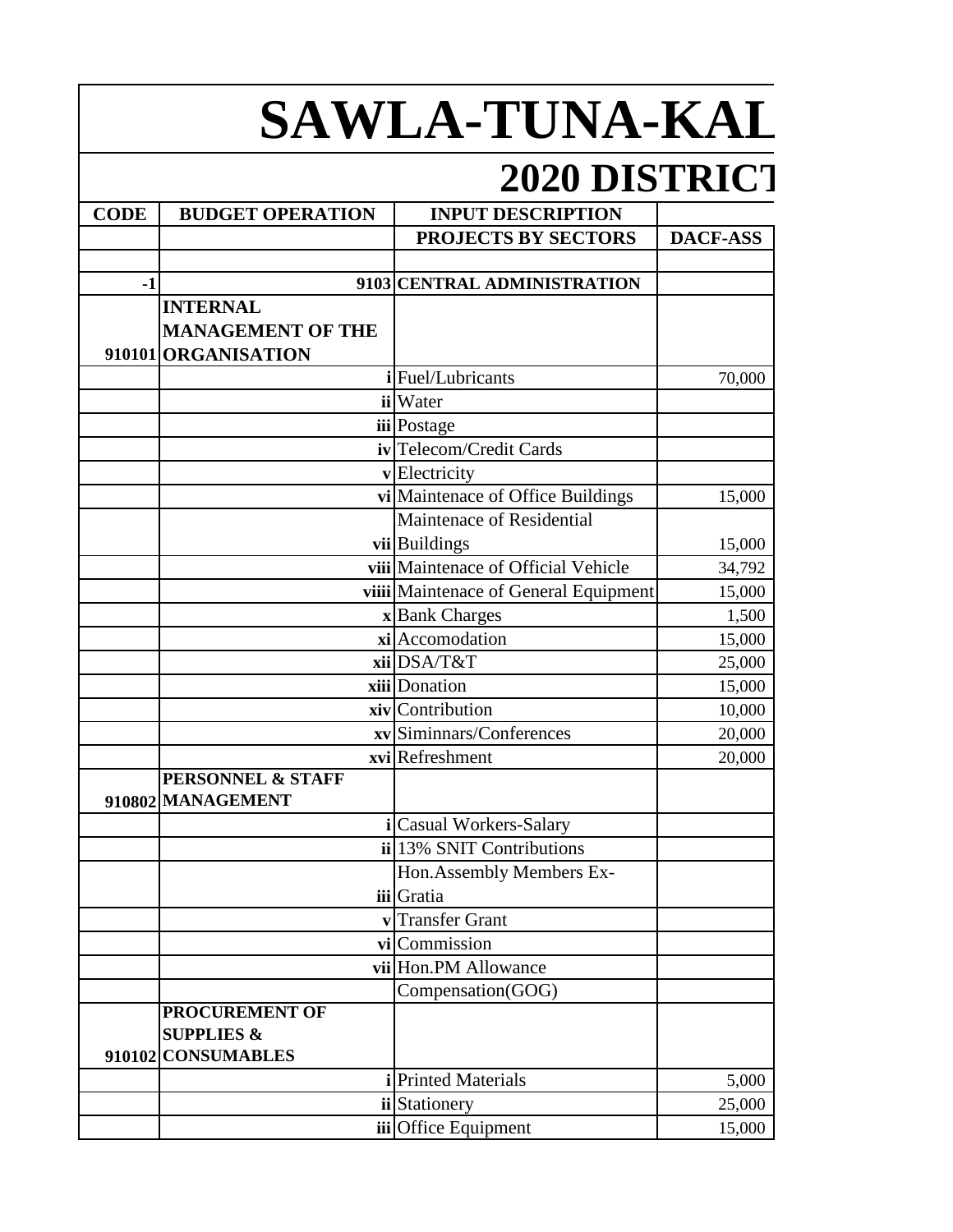# SAWLA-TUNA-KAL

## 2020 DISTRICT

| CODE | BUDGET OPERATION | INPUT DESCRIPTION | |
|---|---|---|---|
| | | PROJECTS BY SECTORS | DACF-ASS |
| | | | |
| -1 | 9103 | CENTRAL ADMINISTRATION | |
| 910101 | INTERNAL MANAGEMENT OF THE ORGANISATION | | |
| | i | Fuel/Lubricants | 70,000 |
| | ii | Water | |
| | iii | Postage | |
| | iv | Telecom/Credit Cards | |
| | v | Electricity | |
| | vi | Maintenace of Office Buildings | 15,000 |
| | vii | Maintenace of Residential Buildings | 15,000 |
| | viii | Maintenace of Official Vehicle | 34,792 |
| | viiii | Maintenace of General Equipment | 15,000 |
| | x | Bank Charges | 1,500 |
| | xi | Accomodation | 15,000 |
| | xii | DSA/T&T | 25,000 |
| | xiii | Donation | 15,000 |
| | xiv | Contribution | 10,000 |
| | xv | Siminnars/Conferences | 20,000 |
| | xvi | Refreshment | 20,000 |
| 910802 | PERSONNEL & STAFF MANAGEMENT | | |
| | i | Casual Workers-Salary | |
| | ii | 13% SNIT Contributions | |
| | iii | Hon.Assembly Members Ex-Gratia | |
| | v | Transfer Grant | |
| | vi | Commission | |
| | vii | Hon.PM Allowance | |
| | | Compensation(GOG) | |
| 910102 | PROCUREMENT OF SUPPLIES & CONSUMABLES | | |
| | i | Printed Materials | 5,000 |
| | ii | Stationery | 25,000 |
| | iii | Office Equipment | 15,000 |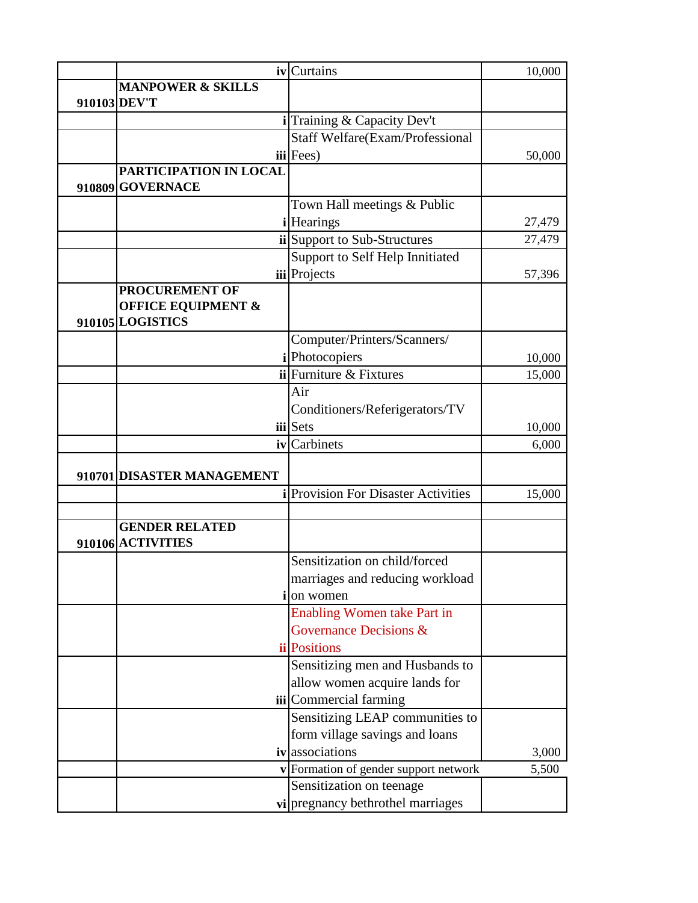| | | | |
|---|---|---|---|
| | iv | Curtains | 10,000 |
| 910103 | **MANPOWER & SKILLS DEV'T** | | |
| | i | Training & Capacity Dev't | |
| | iii | Staff Welfare(Exam/Professional Fees) | 50,000 |
| 910809 | **PARTICIPATION IN LOCAL GOVERNACE** | | |
| | i | Town Hall meetings & Public Hearings | 27,479 |
| | ii | Support to Sub-Structures | 27,479 |
| | iii | Support to Self Help Innitiated Projects | 57,396 |
| 910105 | **PROCUREMENT OF OFFICE EQUIPMENT & LOGISTICS** | | |
| | i | Computer/Printers/Scanners/ Photocopiers | 10,000 |
| | ii | Furniture & Fixtures | 15,000 |
| | iii | Air Conditioners/Referigerators/TV Sets | 10,000 |
| | iv | Carbinets | 6,000 |
| 910701 | **DISASTER MANAGEMENT** | | |
| | i | Provision For Disaster Activities | 15,000 |
| | | | |
| 910106 | **GENDER RELATED ACTIVITIES** | | |
| | i | Sensitization on child/forced marriages and reducing workload on women | |
| | ii | Enabling Women take Part in Governance Decisions & Positions | |
| | iii | Sensitizing men and Husbands to allow women acquire lands for Commercial farming | |
| | iv | Sensitizing LEAP communities to form village savings and loans associations | 3,000 |
| | v | Formation of gender support network | 5,500 |
| | vi | Sensitization on teenage pregnancy bethrothel marriages | |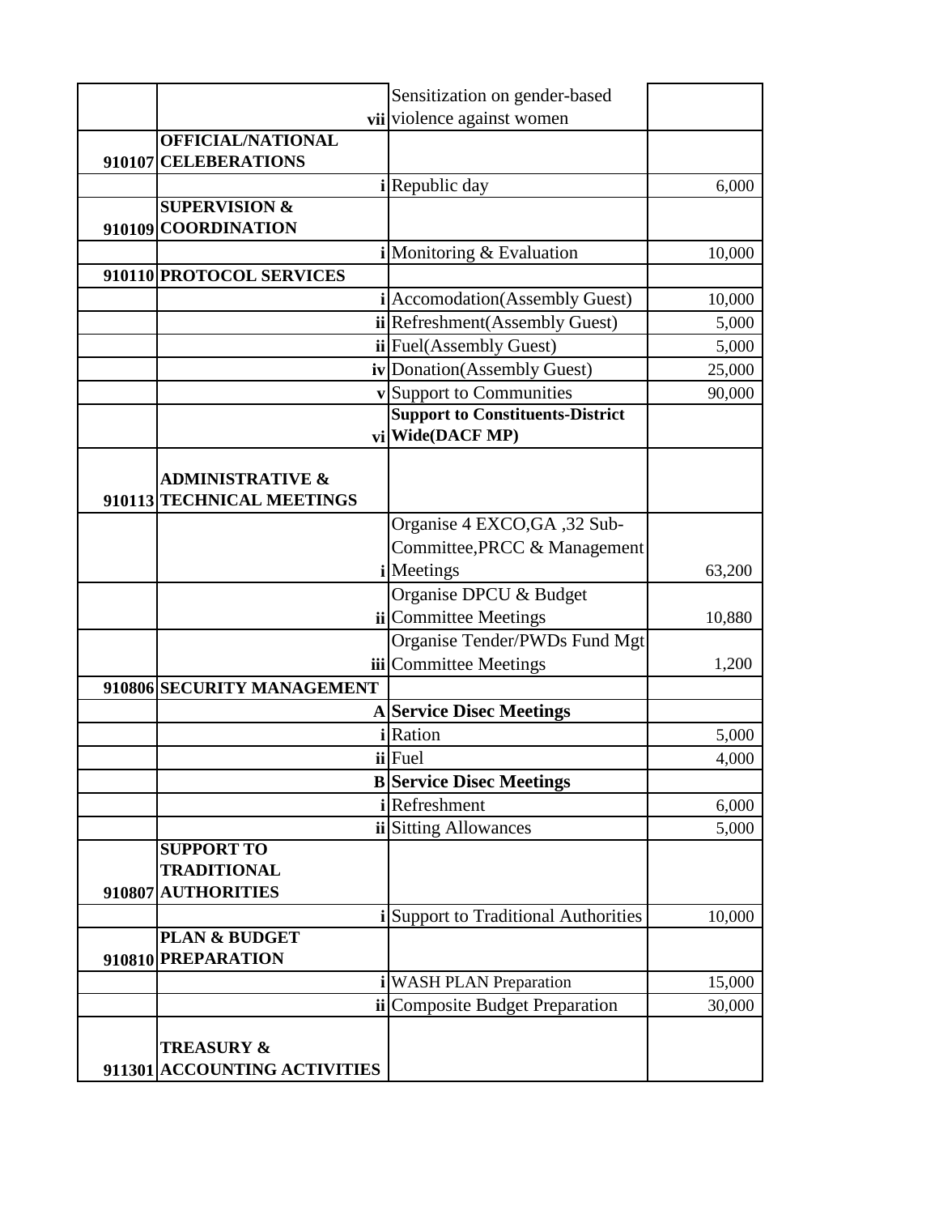| | | | | |
|---|---|---|---|---|
| | | vii | Sensitization on gender-based violence against women | |
| 910107 | **OFFICIAL/NATIONAL CELEBERATIONS** | | | |
| | | i | Republic day | 6,000 |
| 910109 | **SUPERVISION & COORDINATION** | | | |
| | | i | Monitoring & Evaluation | 10,000 |
| 910110 | **PROTOCOL SERVICES** | | | |
| | | i | Accomodation(Assembly Guest) | 10,000 |
| | | ii | Refreshment(Assembly Guest) | 5,000 |
| | | ii | Fuel(Assembly Guest) | 5,000 |
| | | iv | Donation(Assembly Guest) | 25,000 |
| | | v | Support to Communities | 90,000 |
| | | vi | **Support to Constituents-District Wide(DACF MP)** | |
| 910113 | **ADMINISTRATIVE & TECHNICAL MEETINGS** | | | |
| | | i | Organise 4 EXCO,GA ,32 Sub-Committee,PRCC & Management Meetings | 63,200 |
| | | ii | Organise DPCU & Budget Committee Meetings | 10,880 |
| | | iii | Organise Tender/PWDs Fund Mgt Committee Meetings | 1,200 |
| 910806 | **SECURITY MANAGEMENT** | | | |
| | | A | **Service Disec Meetings** | |
| | | i | Ration | 5,000 |
| | | ii | Fuel | 4,000 |
| | | B | **Service Disec Meetings** | |
| | | i | Refreshment | 6,000 |
| | | ii | Sitting Allowances | 5,000 |
| 910807 | **SUPPORT TO TRADITIONAL AUTHORITIES** | | | |
| | | i | Support to Traditional Authorities | 10,000 |
| 910810 | **PLAN & BUDGET PREPARATION** | | | |
| | | i | WASH PLAN Preparation | 15,000 |
| | | ii | Composite Budget Preparation | 30,000 |
| 911301 | **TREASURY & ACCOUNTING ACTIVITIES** | | | |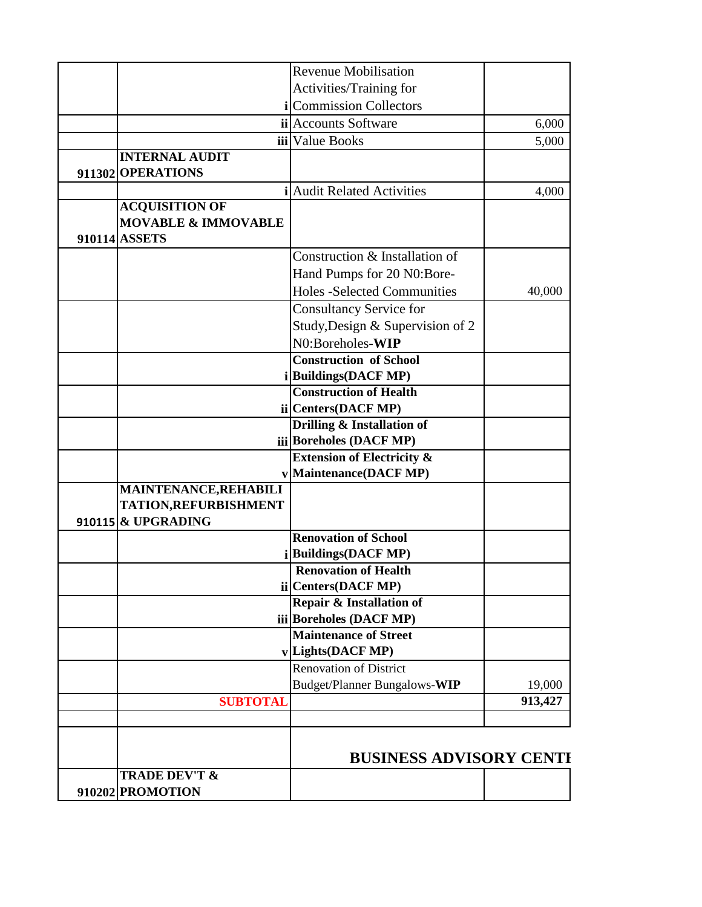| | | | |
|---|---|---|---|
| | | i Revenue Mobilisation Activities/Training for Commission Collectors | |
| | | ii Accounts Software | 6,000 |
| | | iii Value Books | 5,000 |
| 911302 | **INTERNAL AUDIT OPERATIONS** | | |
| | | i Audit Related Activities | 4,000 |
| 910114 | **ACQUISITION OF MOVABLE & IMMOVABLE ASSETS** | | |
| | | Construction & Installation of Hand Pumps for 20 N0:Bore-Holes -Selected Communities | 40,000 |
| | | Consultancy Service for Study,Design & Supervision of 2 N0:Boreholes-**WIP** | |
| | | i **Construction of School Buildings(DACF MP)** | |
| | | ii **Construction of Health Centers(DACF MP)** | |
| | | iii **Drilling & Installation of Boreholes (DACF MP)** | |
| | | v **Extension of Electricity & Maintenance(DACF MP)** | |
| 910115 | **MAINTENANCE,REHABILITATION,REFURBISHMENT & UPGRADING** | | |
| | | i **Renovation of School Buildings(DACF MP)** | |
| | | ii **Renovation of Health Centers(DACF MP)** | |
| | | iii **Repair & Installation of Boreholes (DACF MP)** | |
| | | v **Maintenance of Street Lights(DACF MP)** | |
| | | Renovation of District Budget/Planner Bungalows-**WIP** | 19,000 |
| | **SUBTOTAL** | | **913,427** |
| | | | |
| | | **BUSINESS ADVISORY CENTI** | |
| 910202 | **TRADE DEV'T & PROMOTION** | | |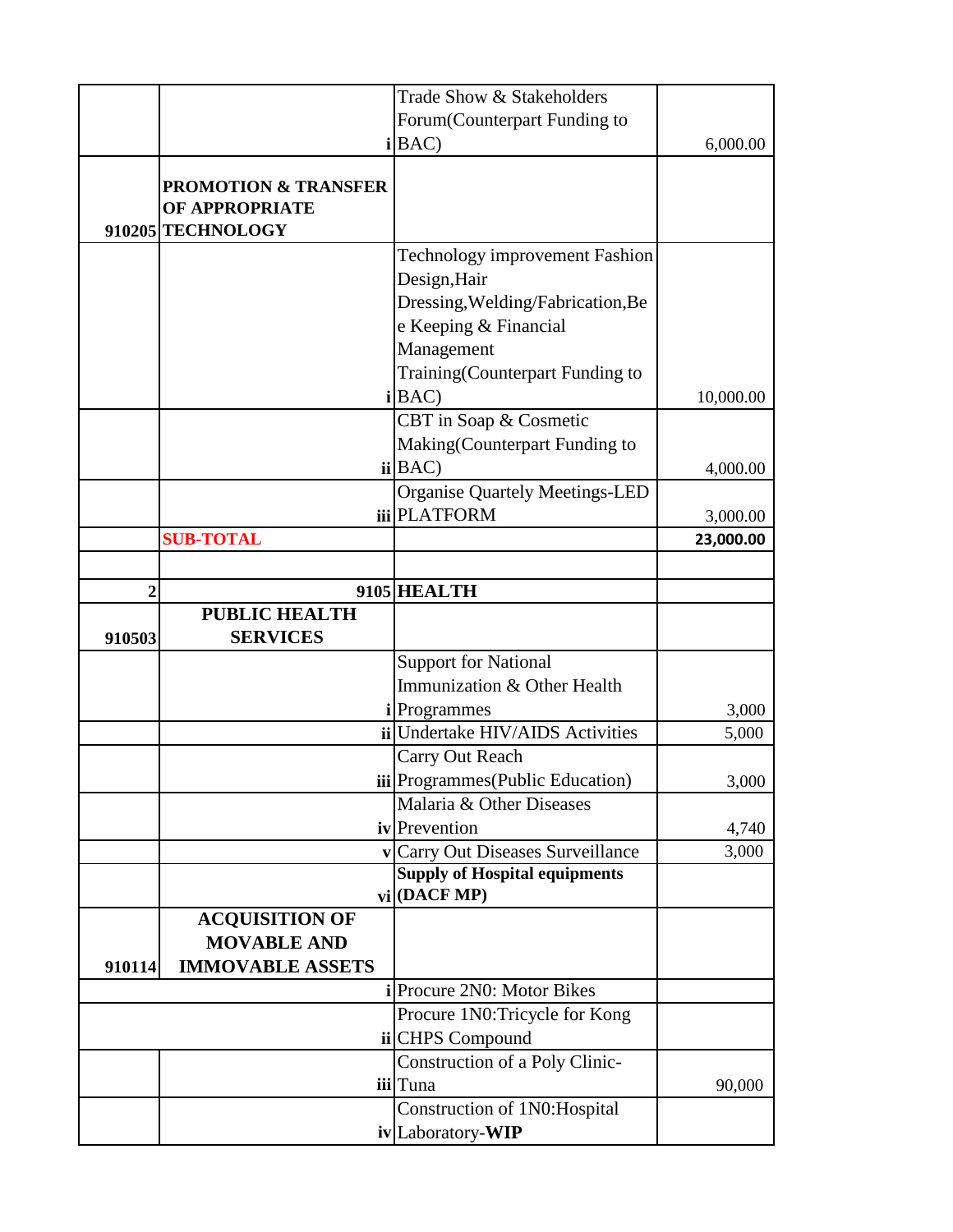| | | | | |
|---|---|---|---|---|
| | | i | Trade Show & Stakeholders Forum(Counterpart Funding to BAC) | 6,000.00 |
| 910205 | **PROMOTION & TRANSFER OF APPROPRIATE TECHNOLOGY** | | | |
| | | i | Technology improvement Fashion Design,Hair Dressing,Welding/Fabrication,Bee Keeping & Financial Management Training(Counterpart Funding to BAC) | 10,000.00 |
| | | ii | CBT in Soap & Cosmetic Making(Counterpart Funding to BAC) | 4,000.00 |
| | | iii | Organise Quartely Meetings-LED PLATFORM | 3,000.00 |
| | **SUB-TOTAL** | | | **23,000.00** |
| | | | | |
| **2** | | **9105** | **HEALTH** | |
| **910503** | **PUBLIC HEALTH SERVICES** | | | |
| | | i | Support for National Immunization & Other Health Programmes | 3,000 |
| | | ii | Undertake HIV/AIDS Activities | 5,000 |
| | | iii | Carry Out Reach Programmes(Public Education) | 3,000 |
| | | iv | Malaria & Other Diseases Prevention | 4,740 |
| | | v | Carry Out Diseases Surveillance | 3,000 |
| | | vi | **Supply of Hospital equipments (DACF MP)** | |
| **910114** | **ACQUISITION OF MOVABLE AND IMMOVABLE ASSETS** | | | |
| | | i | Procure 2N0: Motor Bikes | |
| | | ii | Procure 1N0:Tricycle for Kong CHPS Compound | |
| | | iii | Construction of a Poly Clinic-Tuna | 90,000 |
| | | iv | Construction of 1N0:Hospital Laboratory-**WIP** | |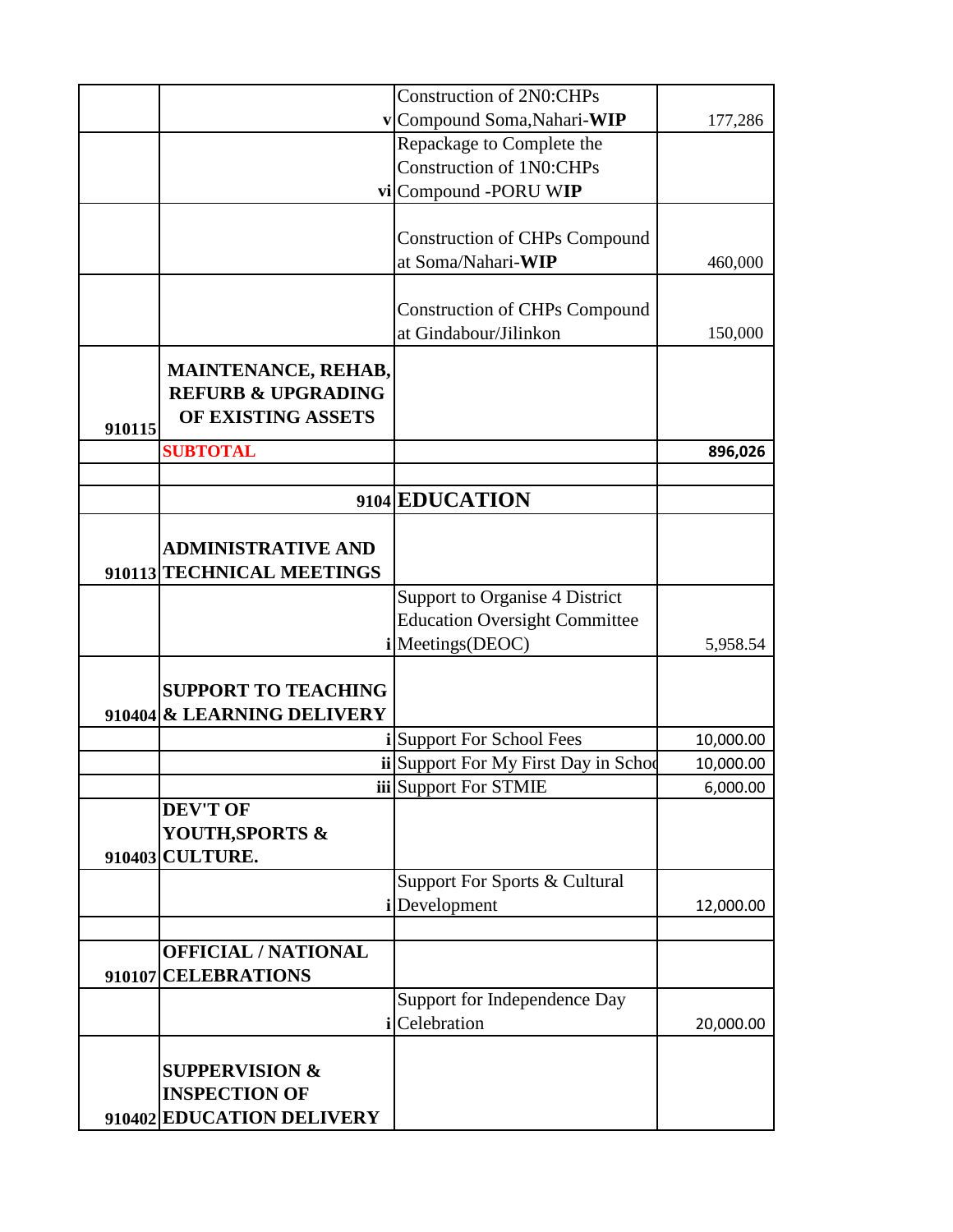| | | | |
|---|---|---|---|
| | v | Construction of 2N0:CHPs Compound Soma,Nahari-**WIP** | 177,286 |
| | vi | Repackage to Complete the Construction of 1N0:CHPs Compound -PORU W**IP** | |
| | | Construction of CHPs Compound at Soma/Nahari-**WIP** | 460,000 |
| | | Construction of CHPs Compound at Gindabour/Jilinkon | 150,000 |
| 910115 | **MAINTENANCE, REHAB, REFURB & UPGRADING OF EXISTING ASSETS** | | |
| | **SUBTOTAL** | | **896,026** |
| | | | |
| | **9104** | **EDUCATION** | |
| 910113 | **ADMINISTRATIVE AND TECHNICAL MEETINGS** | | |
| | i | Support to Organise 4 District Education Oversight Committee Meetings(DEOC) | 5,958.54 |
| 910404 | **SUPPORT TO TEACHING & LEARNING DELIVERY** | | |
| | i | Support For School Fees | 10,000.00 |
| | ii | Support For My First Day in Schoo | 10,000.00 |
| | iii | Support For STMIE | 6,000.00 |
| 910403 | **DEV'T OF YOUTH,SPORTS & CULTURE.** | | |
| | i | Support For Sports & Cultural Development | 12,000.00 |
| | | | |
| 910107 | **OFFICIAL / NATIONAL CELEBRATIONS** | | |
| | i | Support for Independence Day Celebration | 20,000.00 |
| 910402 | **SUPPERVISION & INSPECTION OF EDUCATION DELIVERY** | | |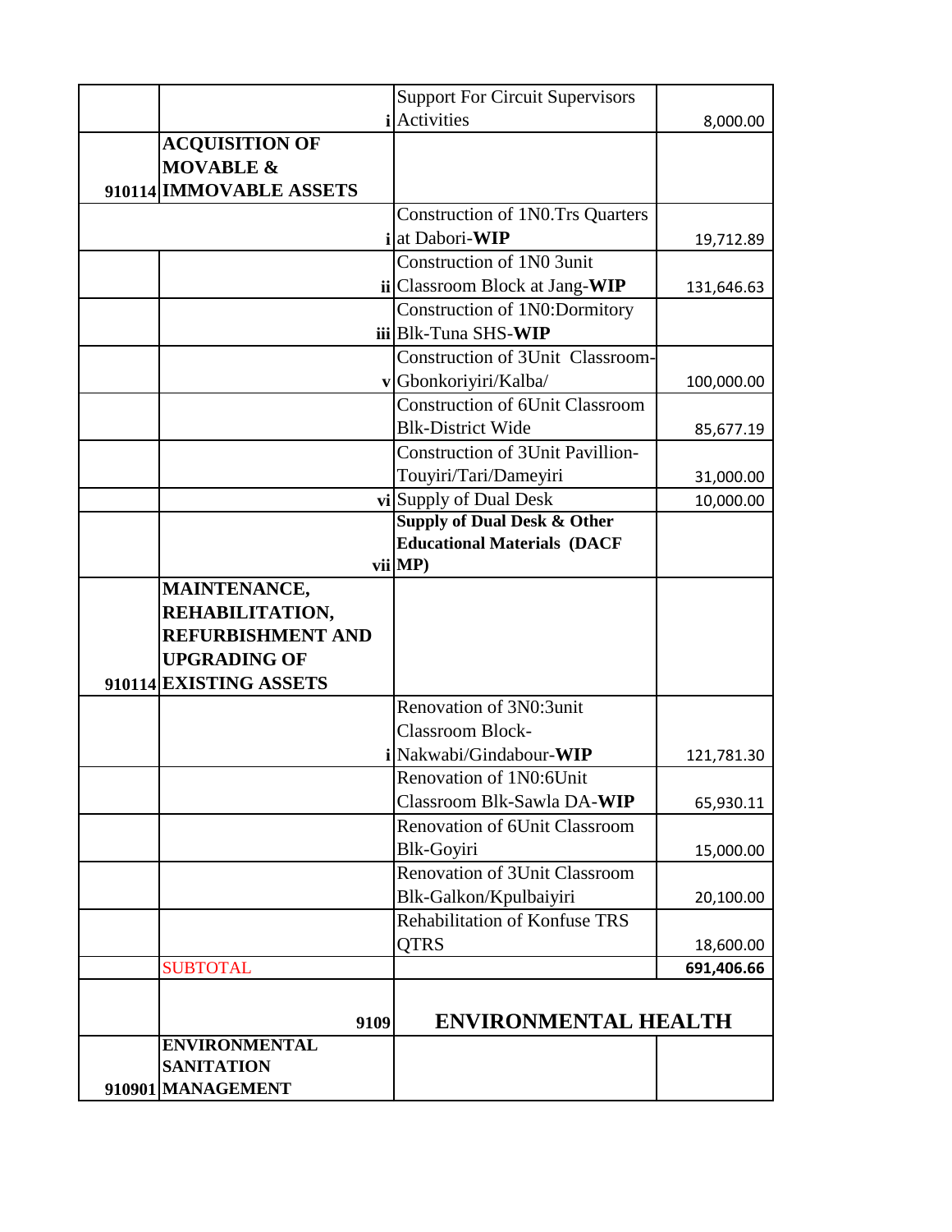| | | | |
|---|---|---|---|
| | | i Support For Circuit Supervisors Activities | 8,000.00 |
| 910114 | **ACQUISITION OF MOVABLE & IMMOVABLE ASSETS** | | |
| | | i Construction of 1N0.Trs Quarters at Dabori-**WIP** | 19,712.89 |
| | | ii Construction of 1N0 3unit Classroom Block at Jang-**WIP** | 131,646.63 |
| | | iii Construction of 1N0:Dormitory Blk-Tuna SHS-**WIP** | |
| | | v Construction of 3Unit Classroom-Gbonkoriyiri/Kalba/ | 100,000.00 |
| | | Construction of 6Unit Classroom Blk-District Wide | 85,677.19 |
| | | Construction of 3Unit Pavillion-Touyiri/Tari/Dameyiri | 31,000.00 |
| | | vi Supply of Dual Desk | 10,000.00 |
| | | vii **Supply of Dual Desk & Other Educational Materials (DACF MP)** | |
| 910114 | **MAINTENANCE, REHABILITATION, REFURBISHMENT AND UPGRADING OF EXISTING ASSETS** | | |
| | | i Renovation of 3N0:3unit Classroom Block-Nakwabi/Gindabour-**WIP** | 121,781.30 |
| | | Renovation of 1N0:6Unit Classroom Blk-Sawla DA-**WIP** | 65,930.11 |
| | | Renovation of 6Unit Classroom Blk-Goyiri | 15,000.00 |
| | | Renovation of 3Unit Classroom Blk-Galkon/Kpulbaiyiri | 20,100.00 |
| | | Rehabilitation of Konfuse TRS QTRS | 18,600.00 |
| | SUBTOTAL | | **691,406.66** |
| | 9109 | **ENVIRONMENTAL HEALTH** | |
| 910901 | **ENVIRONMENTAL SANITATION MANAGEMENT** | | |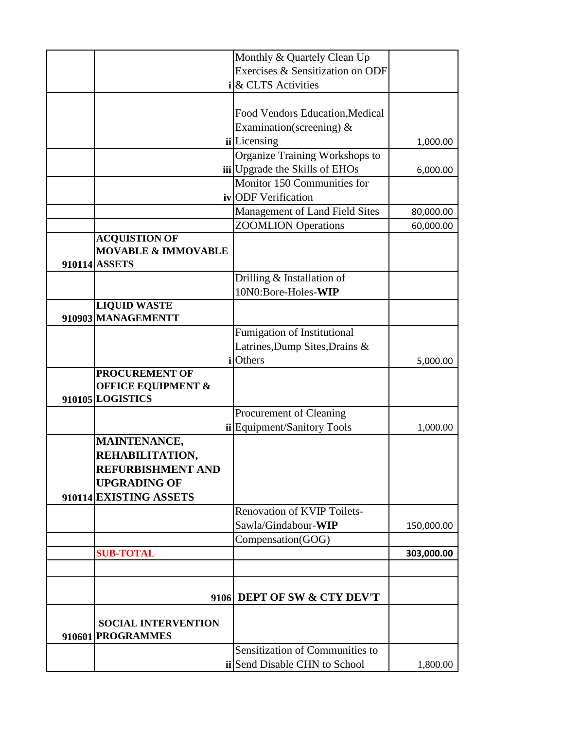| | | | |
|---|---|---|---|
| | | i | Monthly & Quartely Clean Up Exercises & Sensitization on ODF & CLTS Activities | |
| | | ii | Food Vendors Education,Medical Examination(screening) & Licensing | 1,000.00 |
| | | iii | Organize Training Workshops to Upgrade the Skills of EHOs | 6,000.00 |
| | | iv | Monitor 150 Communities for ODF Verification | |
| | | | Management of Land Field Sites | 80,000.00 |
| | | | ZOOMLION Operations | 60,000.00 |
| 910114 | **ACQUISTION OF MOVABLE & IMMOVABLE ASSETS** | | | |
| | | | Drilling & Installation of 10N0:Bore-Holes-**WIP** | |
| 910903 | **LIQUID WASTE MANAGEMENTT** | | | |
| | | i | Fumigation of Institutional Latrines,Dump Sites,Drains & Others | 5,000.00 |
| 910105 | **PROCUREMENT OF OFFICE EQUIPMENT & LOGISTICS** | | | |
| | | ii | Procurement of Cleaning Equipment/Sanitory Tools | 1,000.00 |
| 910114 | **MAINTENANCE, REHABILITATION, REFURBISHMENT AND UPGRADING OF EXISTING ASSETS** | | | |
| | | | Renovation of KVIP Toilets-Sawla/Gindabour-**WIP** | 150,000.00 |
| | | | Compensation(GOG) | |
| | **SUB-TOTAL** | | | **303,000.00** |
| | | | | |
| | | 9106 | **DEPT OF SW & CTY DEV'T** | |
| 910601 | **SOCIAL INTERVENTION PROGRAMMES** | | | |
| | | ii | Sensitization of Communities to Send Disable CHN to School | 1,800.00 |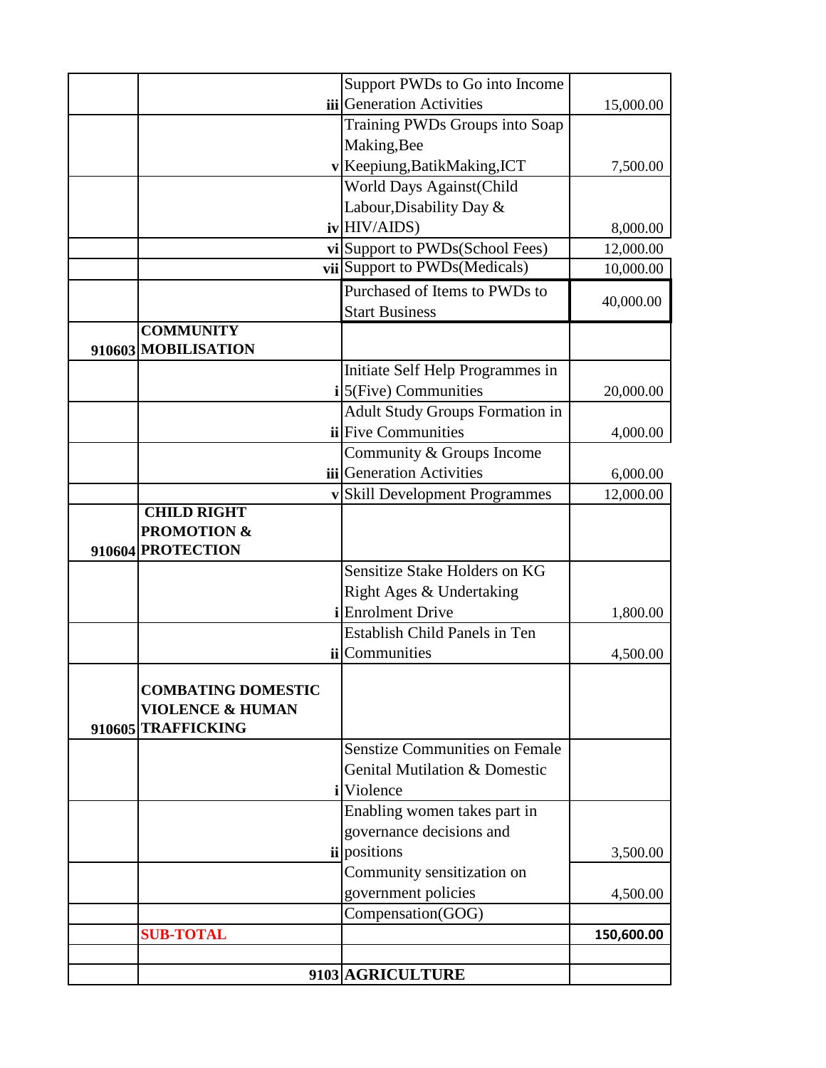| | | | | |
|---|---|---|---|---|
| | | iii | Support PWDs to Go into Income Generation Activities | 15,000.00 |
| | | v | Training PWDs Groups into Soap Making,Bee Keepiung,BatikMaking,ICT | 7,500.00 |
| | | iv | World Days Against(Child Labour,Disability Day & HIV/AIDS) | 8,000.00 |
| | | vi | Support to PWDs(School Fees) | 12,000.00 |
| | | vii | Support to PWDs(Medicals) | 10,000.00 |
| | | | Purchased of Items to PWDs to Start Business | 40,000.00 |
| 910603 | **COMMUNITY MOBILISATION** | | | |
| | | i | Initiate Self Help Programmes in 5(Five) Communities | 20,000.00 |
| | | ii | Adult Study Groups Formation in Five Communities | 4,000.00 |
| | | iii | Community & Groups Income Generation Activities | 6,000.00 |
| | | v | Skill Development Programmes | 12,000.00 |
| 910604 | **CHILD RIGHT PROMOTION & PROTECTION** | | | |
| | | i | Sensitize Stake Holders on KG Right Ages & Undertaking Enrolment Drive | 1,800.00 |
| | | ii | Establish Child Panels in Ten Communities | 4,500.00 |
| 910605 | **COMBATING DOMESTIC VIOLENCE & HUMAN TRAFFICKING** | | | |
| | | i | Senstize Communities on Female Genital Mutilation & Domestic Violence | |
| | | ii | Enabling women takes part in governance decisions and positions | 3,500.00 |
| | | | Community sensitization on government policies | 4,500.00 |
| | | | Compensation(GOG) | |
| | **SUB-TOTAL** | | | **150,600.00** |
| | | | | |
| | | 9103 | **AGRICULTURE** | |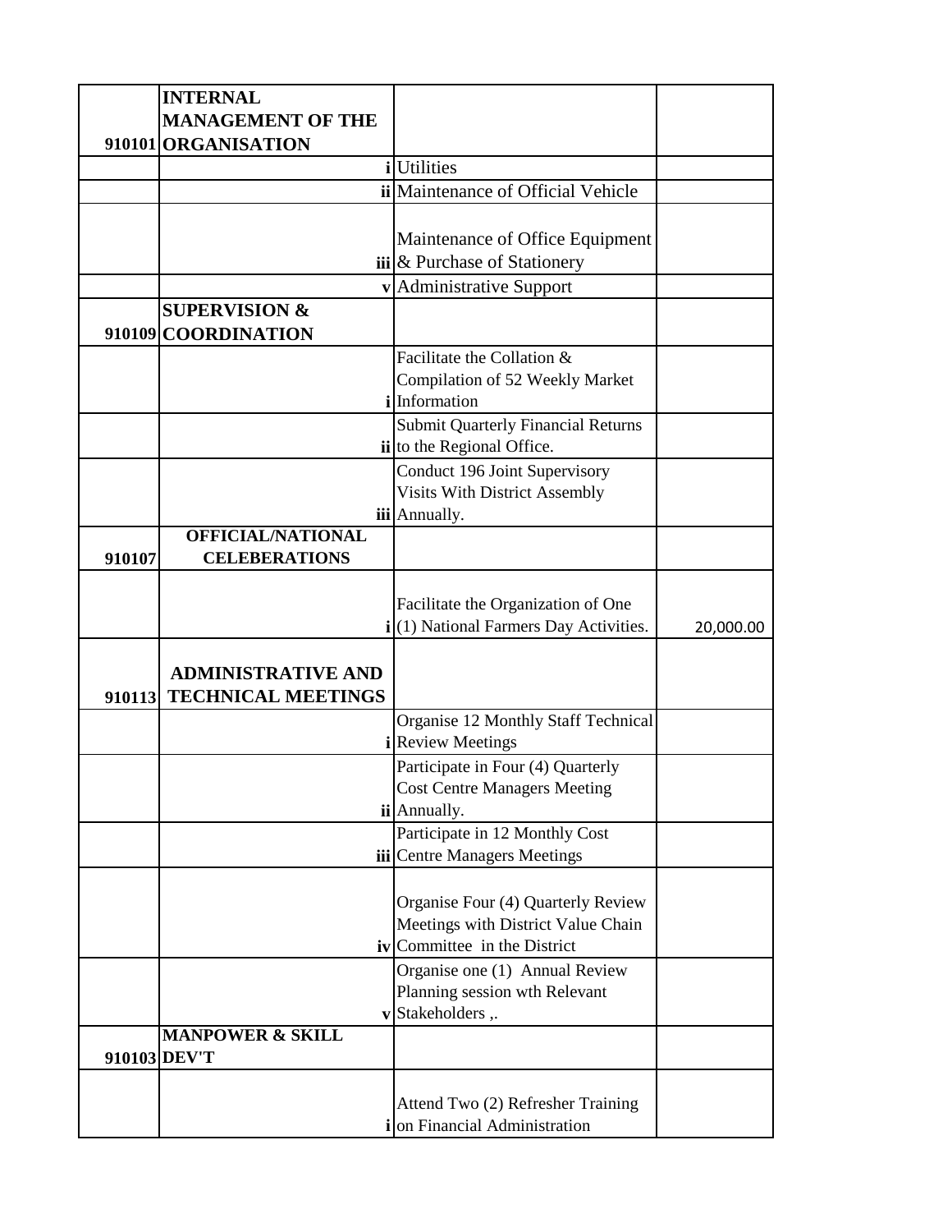| | | | |
|---|---|---|---|
| 910101 | **INTERNAL MANAGEMENT OF THE ORGANISATION** | | |
| | **i** | Utilities | |
| | **ii** | Maintenance of Official Vehicle | |
| | **iii** | Maintenance of Office Equipment & Purchase of Stationery | |
| | **v** | Administrative Support | |
| 910109 | **SUPERVISION & COORDINATION** | | |
| | **i** | Facilitate the Collation & Compilation of 52 Weekly Market Information | |
| | **ii** | Submit Quarterly Financial Returns to the Regional Office. | |
| | **iii** | Conduct 196 Joint Supervisory Visits With District Assembly Annually. | |
| 910107 | **OFFICIAL/NATIONAL CELEBERATIONS** | | |
| | **i** | Facilitate the Organization of One (1) National Farmers Day Activities. | 20,000.00 |
| 910113 | **ADMINISTRATIVE AND TECHNICAL MEETINGS** | | |
| | **i** | Organise 12 Monthly Staff Technical Review Meetings | |
| | **ii** | Participate in Four (4) Quarterly Cost Centre Managers Meeting Annually. | |
| | **iii** | Participate in 12 Monthly Cost Centre Managers Meetings | |
| | **iv** | Organise Four (4) Quarterly Review Meetings with District Value Chain Committee in the District | |
| | **v** | Organise one (1) Annual Review Planning session wth Relevant Stakeholders ,. | |
| 910103 | **MANPOWER & SKILL DEV'T** | | |
| | **i** | Attend Two (2) Refresher Training on Financial Administration | |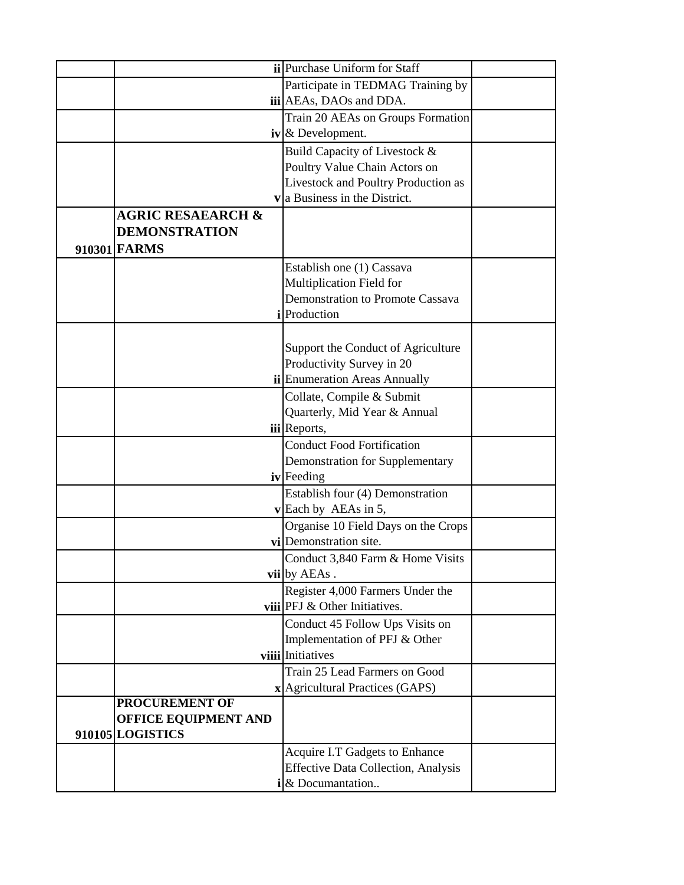| | | | | |
|---|---|---|---|---|
| | | ii | Purchase Uniform for Staff | |
| | | iii | Participate in TEDMAG Training by AEAs, DAOs and DDA. | |
| | | iv | Train 20 AEAs on Groups Formation & Development. | |
| | | v | Build Capacity of Livestock & Poultry Value Chain Actors on Livestock and Poultry Production as a Business in the District. | |
| 910301 | **AGRIC RESAEARCH & DEMONSTRATION FARMS** | | | |
| | | i | Establish one (1) Cassava Multiplication Field for Demonstration to Promote Cassava Production | |
| | | ii | Support the Conduct of Agriculture Productivity Survey in 20 Enumeration Areas Annually | |
| | | iii | Collate, Compile & Submit Quarterly, Mid Year & Annual Reports, | |
| | | iv | Conduct Food Fortification Demonstration for Supplementary Feeding | |
| | | v | Establish four (4) Demonstration Each by AEAs in 5, | |
| | | vi | Organise 10 Field Days on the Crops Demonstration site. | |
| | | vii | Conduct 3,840 Farm & Home Visits by AEAs . | |
| | | viii | Register 4,000 Farmers Under the PFJ & Other Initiatives. | |
| | | viiii | Conduct 45 Follow Ups Visits on Implementation of PFJ & Other Initiatives | |
| | | x | Train 25 Lead Farmers on Good Agricultural Practices (GAPS) | |
| 910105 | **PROCUREMENT OF OFFICE EQUIPMENT AND LOGISTICS** | | | |
| | | i | Acquire I.T Gadgets to Enhance Effective Data Collection, Analysis & Documantation.. | |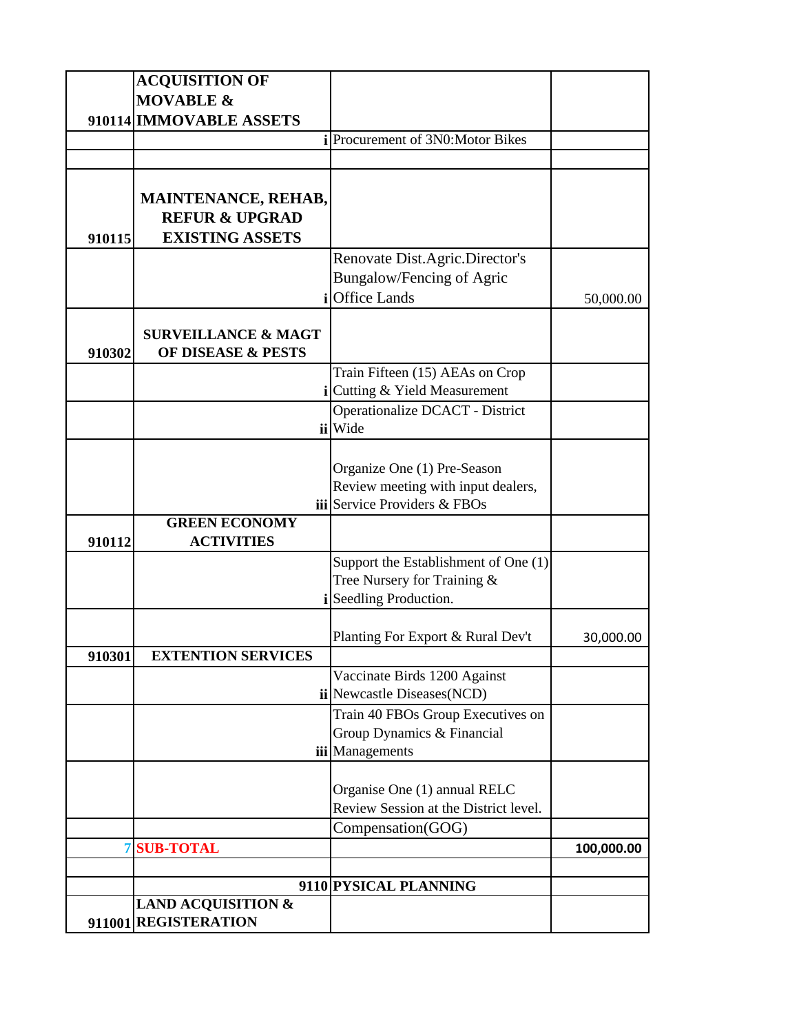| | | | |
|---|---|---|---|
| 910114 | **ACQUISITION OF MOVABLE & IMMOVABLE ASSETS** | | |
| | | **i** Procurement of 3N0:Motor Bikes | |
| | | | |
| 910115 | **MAINTENANCE, REHAB, REFUR & UPGRAD EXISTING ASSETS** | | |
| | | **i** Renovate Dist.Agric.Director's Bungalow/Fencing of Agric Office Lands | 50,000.00 |
| 910302 | **SURVEILLANCE & MAGT OF DISEASE & PESTS** | | |
| | | **i** Train Fifteen (15) AEAs on Crop Cutting & Yield Measurement | |
| | | **ii** Operationalize DCACT - District Wide | |
| | | **iii** Organize One (1) Pre-Season Review meeting with input dealers, Service Providers & FBOs | |
| 910112 | **GREEN ECONOMY ACTIVITIES** | | |
| | | **i** Support the Establishment of One (1) Tree Nursery for Training & Seedling Production. | |
| | | Planting For Export & Rural Dev't | 30,000.00 |
| 910301 | **EXTENTION SERVICES** | | |
| | | **ii** Vaccinate Birds 1200 Against Newcastle Diseases(NCD) | |
| | | **iii** Train 40 FBOs Group Executives on Group Dynamics & Financial Managements | |
| | | Organise One (1) annual RELC Review Session at the District level. | |
| | | Compensation(GOG) | |
| 7 | **SUB-TOTAL** | | **100,000.00** |
| | | | |
| | **9110** | **PYSICAL PLANNING** | |
| 911001 | **LAND ACQUISITION & REGISTERATION** | | |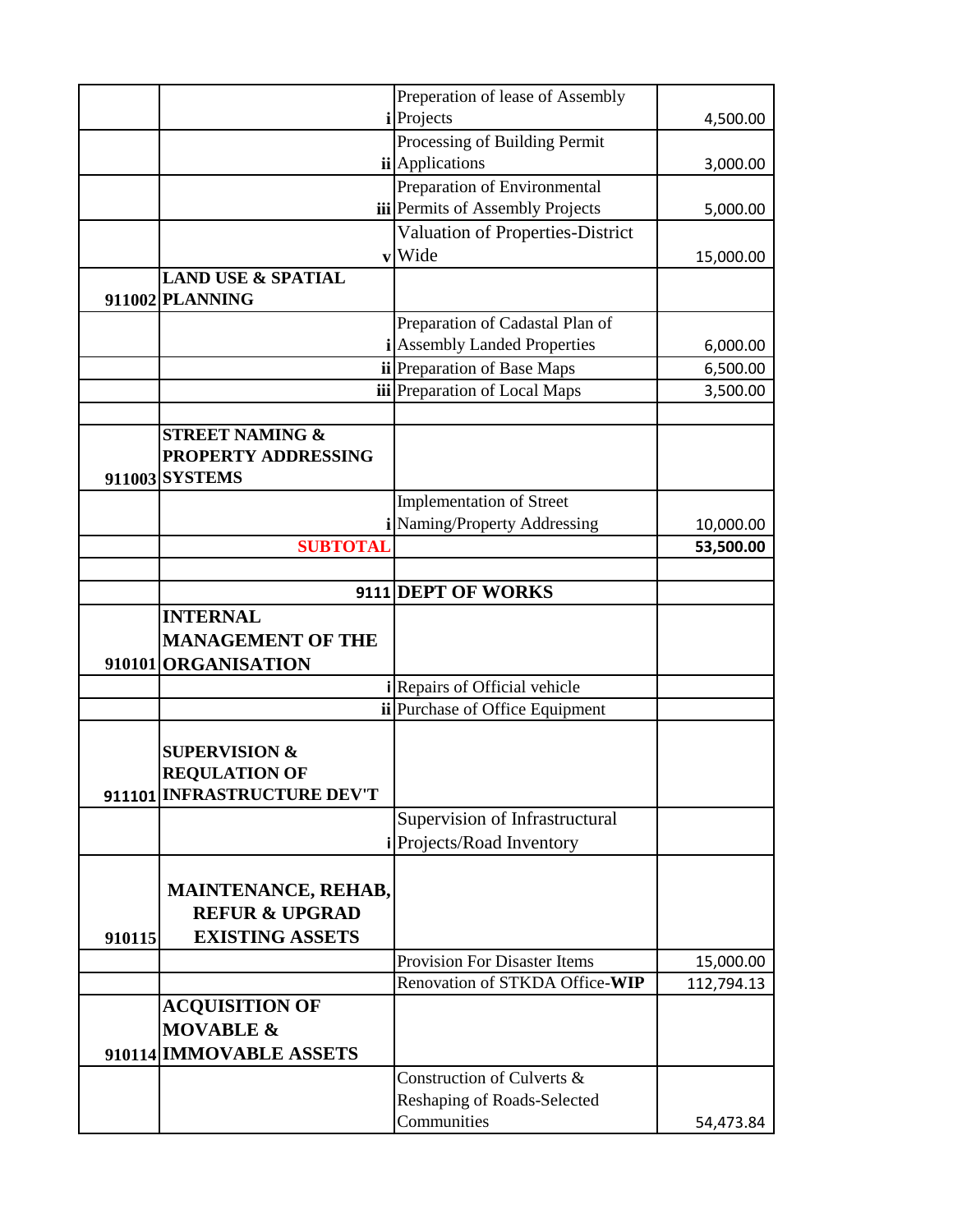| | | | | |
|---|---|---|---|---|
| | | i | Preperation of lease of Assembly Projects | 4,500.00 |
| | | ii | Processing of Building Permit Applications | 3,000.00 |
| | | iii | Preparation of Environmental Permits of Assembly Projects | 5,000.00 |
| | | v | Valuation of Properties-District Wide | 15,000.00 |
| 911002 | **LAND USE & SPATIAL PLANNING** | | | |
| | | i | Preparation of Cadastal Plan of Assembly Landed Properties | 6,000.00 |
| | | ii | Preparation of Base Maps | 6,500.00 |
| | | iii | Preparation of Local Maps | 3,500.00 |
| | | | | |
| 911003 | **STREET NAMING & PROPERTY ADDRESSING SYSTEMS** | | | |
| | | i | Implementation of Street Naming/Property Addressing | 10,000.00 |
| | **SUBTOTAL** | | | **53,500.00** |
| | | | | |
| | | **9111** | **DEPT OF WORKS** | |
| 910101 | **INTERNAL MANAGEMENT OF THE ORGANISATION** | | | |
| | | i | Repairs of Official vehicle | |
| | | ii | Purchase of Office Equipment | |
| 911101 | **SUPERVISION & REQULATION OF INFRASTRUCTURE DEV'T** | | | |
| | | i | Supervision of Infrastructural Projects/Road Inventory | |
| 910115 | **MAINTENANCE, REHAB, REFUR & UPGRAD EXISTING ASSETS** | | | |
| | | | Provision For Disaster Items | 15,000.00 |
| | | | Renovation of STKDA Office-**WIP** | 112,794.13 |
| 910114 | **ACQUISITION OF MOVABLE & IMMOVABLE ASSETS** | | | |
| | | | Construction of Culverts & Reshaping of Roads-Selected Communities | 54,473.84 |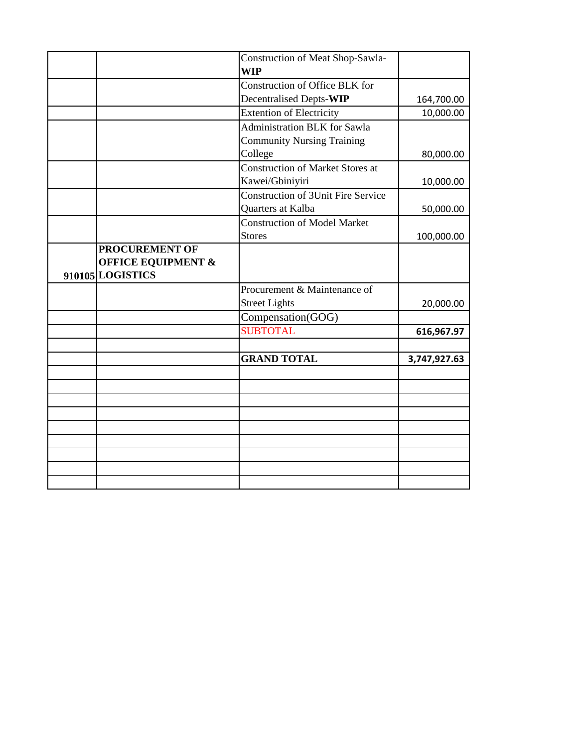| | | | |
|---|---|---|---|
| | | Construction of Meat Shop-Sawla-**WIP** | |
| | | Construction of Office BLK for Decentralised Depts-**WIP** | 164,700.00 |
| | | Extention of Electricity | 10,000.00 |
| | | Administration BLK for Sawla Community Nursing Training College | 80,000.00 |
| | | Construction of Market Stores at Kawei/Gbiniyiri | 10,000.00 |
| | | Construction of 3Unit Fire Service Quarters at Kalba | 50,000.00 |
| | | Construction of Model Market Stores | 100,000.00 |
| **910105** | **PROCUREMENT OF OFFICE EQUIPMENT & LOGISTICS** | | |
| | | Procurement & Maintenance of Street Lights | 20,000.00 |
| | | Compensation(GOG) | |
| | | SUBTOTAL | **616,967.97** |
| | | | |
| | | **GRAND TOTAL** | **3,747,927.63** |
| | | | |
| | | | |
| | | | |
| | | | |
| | | | |
| | | | |
| | | | |
| | | | |
| | | | |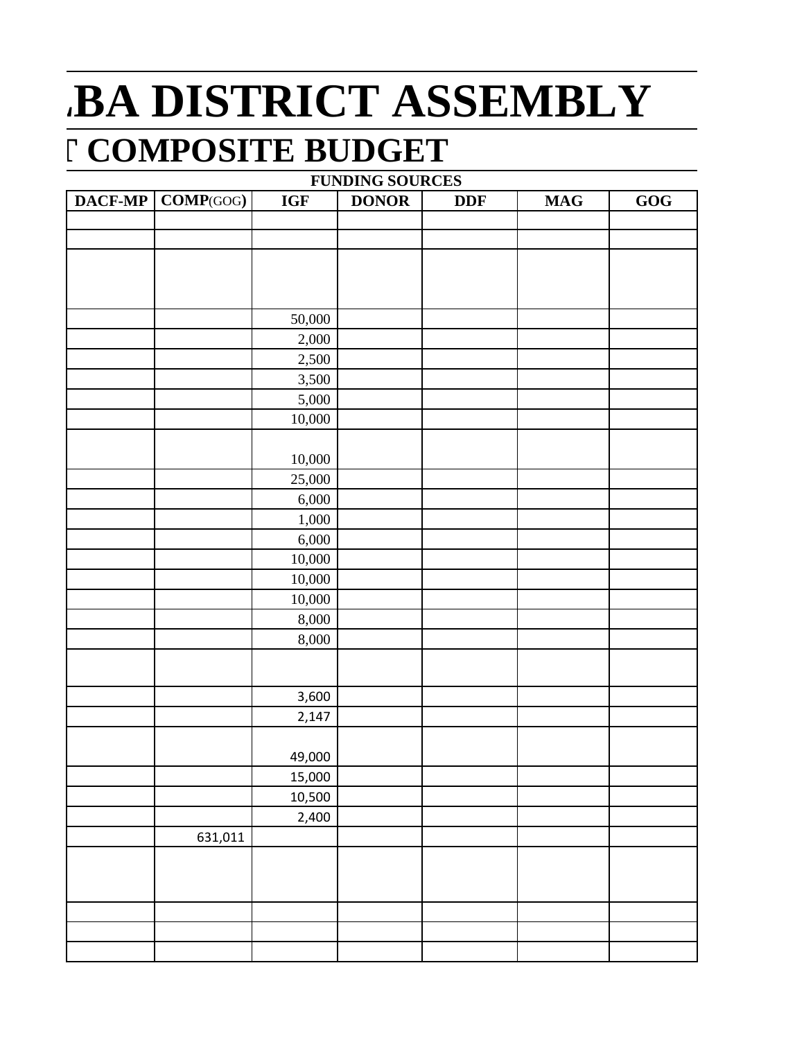# .BA DISTRICT ASSEMBLY

## T COMPOSITE BUDGET

| FUNDING SOURCES | | | | | | |
|---|---|---|---|---|---|---|
| DACF-MP | COMP(GOG) | IGF | DONOR | DDF | MAG | GOG |
| | | | | | | |
| | | | | | | |
| | | | | | | |
| | | 50,000 | | | | |
| | | 2,000 | | | | |
| | | 2,500 | | | | |
| | | 3,500 | | | | |
| | | 5,000 | | | | |
| | | 10,000 | | | | |
| | | 10,000 | | | | |
| | | 25,000 | | | | |
| | | 6,000 | | | | |
| | | 1,000 | | | | |
| | | 6,000 | | | | |
| | | 10,000 | | | | |
| | | 10,000 | | | | |
| | | 10,000 | | | | |
| | | 8,000 | | | | |
| | | 8,000 | | | | |
| | | | | | | |
| | | 3,600 | | | | |
| | | 2,147 | | | | |
| | | 49,000 | | | | |
| | | 15,000 | | | | |
| | | 10,500 | | | | |
| | | 2,400 | | | | |
| | 631,011 | | | | | |
| | | | | | | |
| | | | | | | |
| | | | | | | |
| | | | | | | |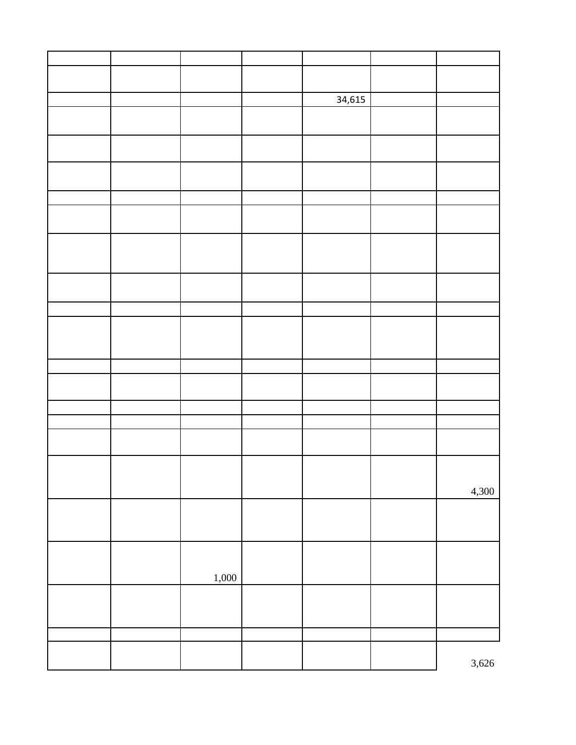| | | | | | | |
|---|---|---|---|---|---|---|
| | | | | | | |
| | | | | 34,615 | | |
| | | | | | | |
| | | | | | | |
| | | | | | | |
| | | | | | | |
| | | | | | | |
| | | | | | | |
| | | | | | | |
| | | | | | | |
| | | | | | | |
| | | | | | | |
| | | | | | | |
| | | | | | | |
| | | | | | | |
| | | | | | | |
| | | | | | | 4,300 |
| | | | | | | |
| | | 1,000 | | | | |
| | | | | | | |
| | | | | | | |
| | | | | | | 3,626 |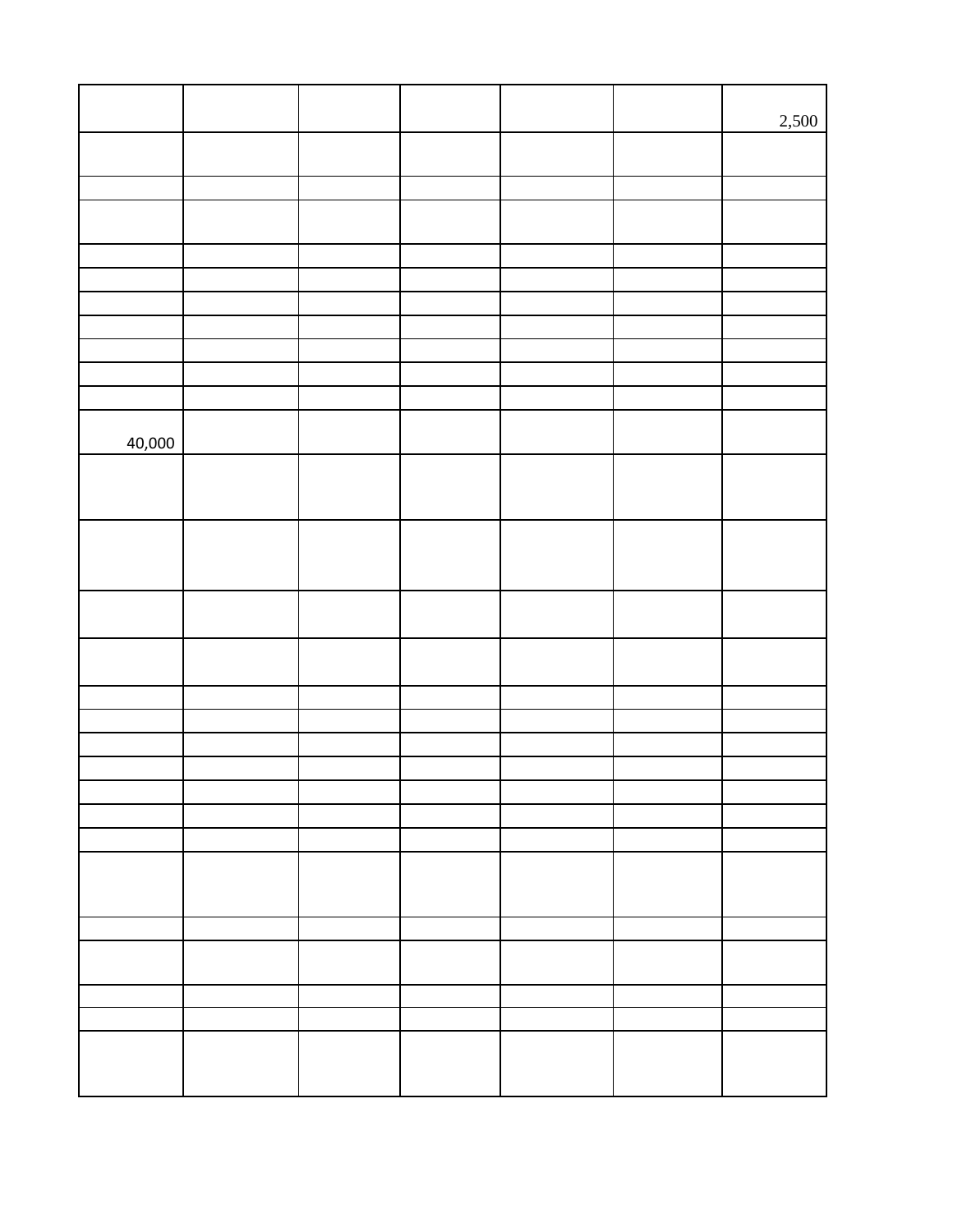| | | | | | | 2,500 |
|---|---|---|---|---|---|---|
| | | | | | | |
| | | | | | | |
| | | | | | | |
| | | | | | | |
| | | | | | | |
| | | | | | | |
| | | | | | | |
| | | | | | | |
| | | | | | | |
| | | | | | | |
| 40,000 | | | | | | |
| | | | | | | |
| | | | | | | |
| | | | | | | |
| | | | | | | |
| | | | | | | |
| | | | | | | |
| | | | | | | |
| | | | | | | |
| | | | | | | |
| | | | | | | |
| | | | | | | |
| | | | | | | |
| | | | | | | |
| | | | | | | |
| | | | | | | |
| | | | | | | |
| | | | | | | |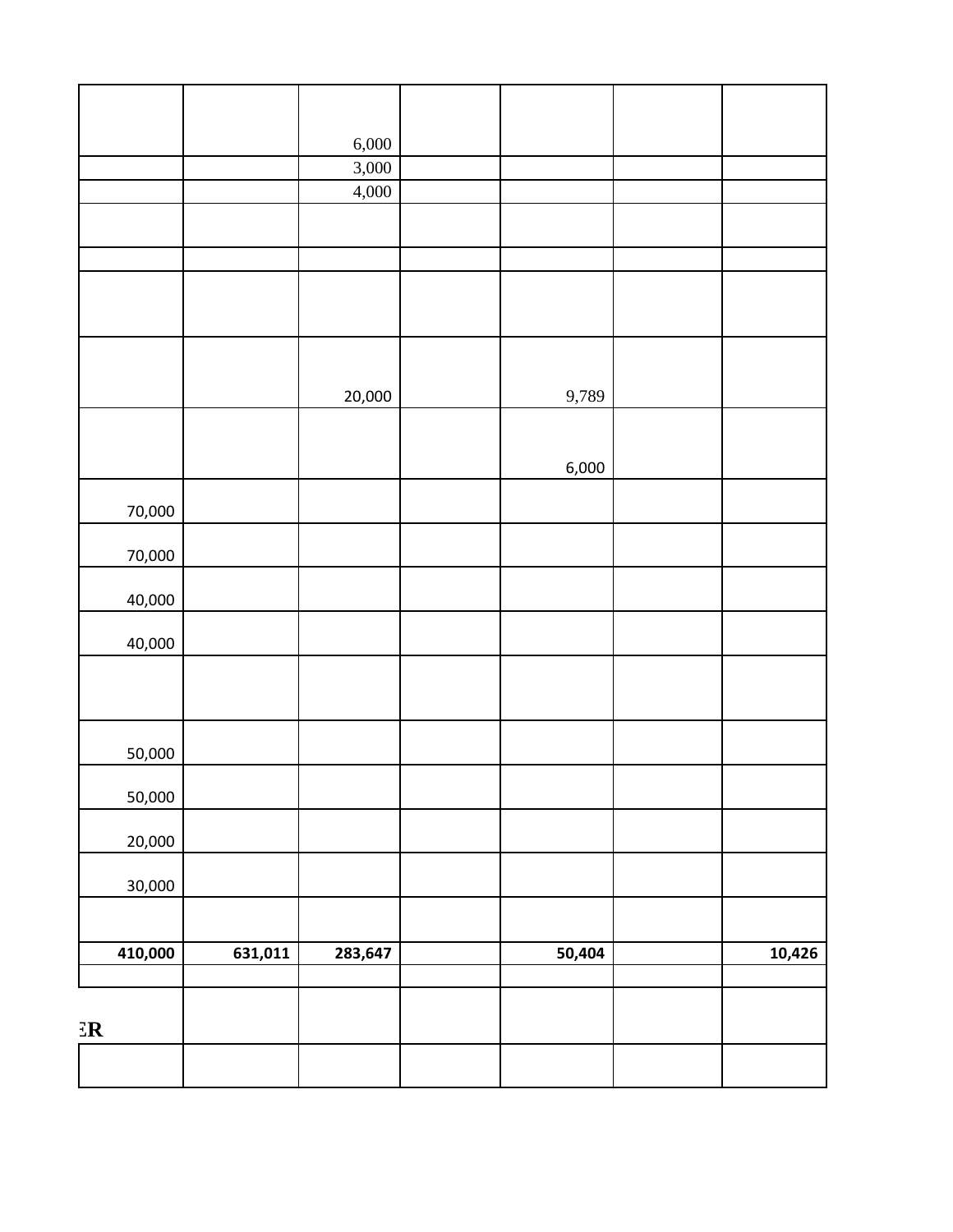| | | | | | | |
|---|---|---|---|---|---|---|
| | | 6,000 | | | | |
| | | 3,000 | | | | |
| | | 4,000 | | | | |
| | | | | | | |
| | | | | | | |
| | | | | | | |
| | | 20,000 | | 9,789 | | |
| | | | | 6,000 | | |
| 70,000 | | | | | | |
| 70,000 | | | | | | |
| 40,000 | | | | | | |
| 40,000 | | | | | | |
| | | | | | | |
| 50,000 | | | | | | |
| 50,000 | | | | | | |
| 20,000 | | | | | | |
| 30,000 | | | | | | |
| | | | | | | |
| **410,000** | **631,011** | **283,647** | | **50,404** | | **10,426** |
| | | | | | | |
| **ER** | | | | | | |
| | | | | | | |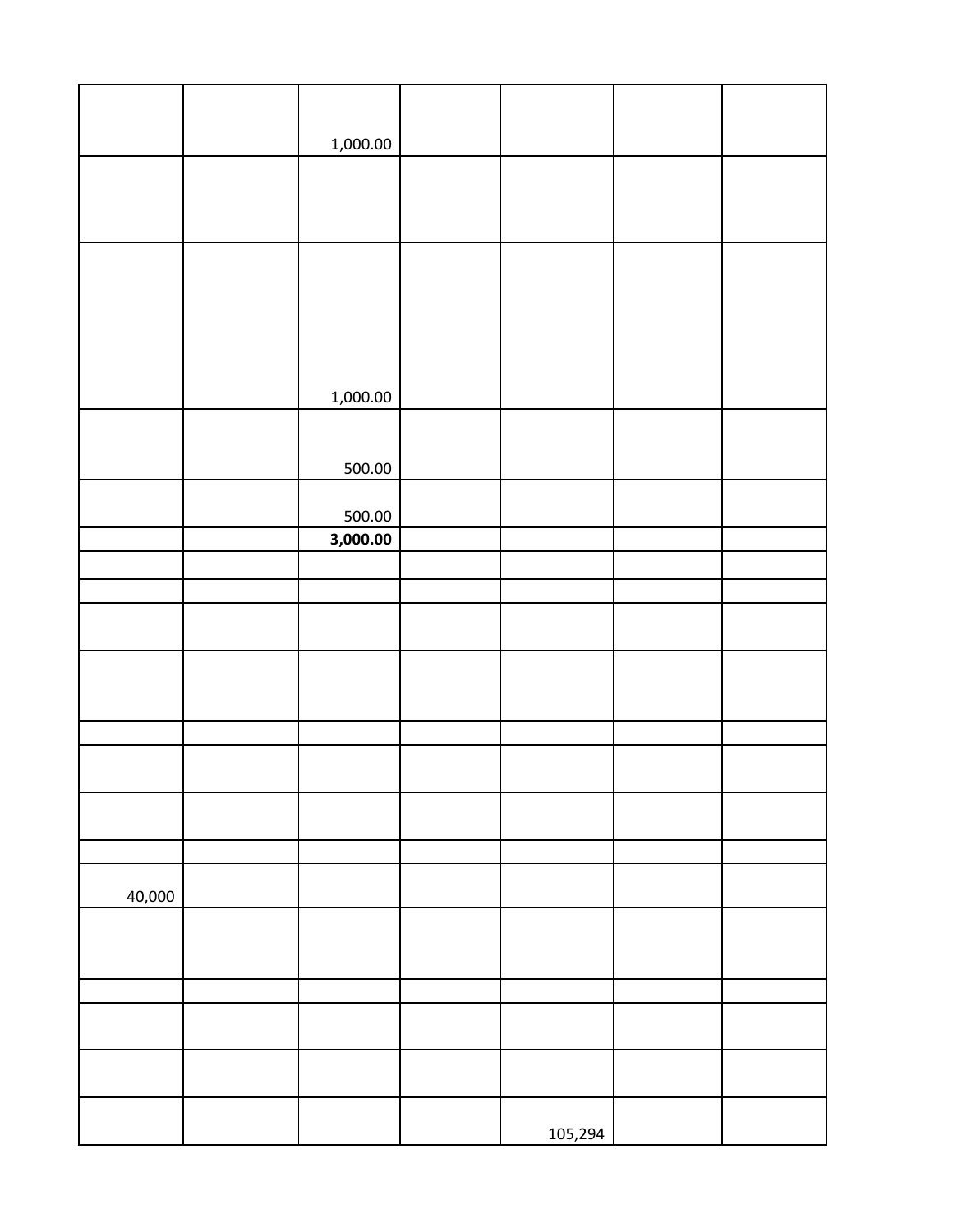| | | | | | | |
|---|---|---|---|---|---|---|
| | | 1,000.00 | | | | |
| | | | | | | |
| | | 1,000.00 | | | | |
| | | 500.00 | | | | |
| | | 500.00 | | | | |
| | | **3,000.00** | | | | |
| | | | | | | |
| | | | | | | |
| | | | | | | |
| | | | | | | |
| | | | | | | |
| | | | | | | |
| | | | | | | |
| | | | | | | |
| 40,000 | | | | | | |
| | | | | | | |
| | | | | | | |
| | | | | | | |
| | | | | | | |
| | | | | 105,294 | | |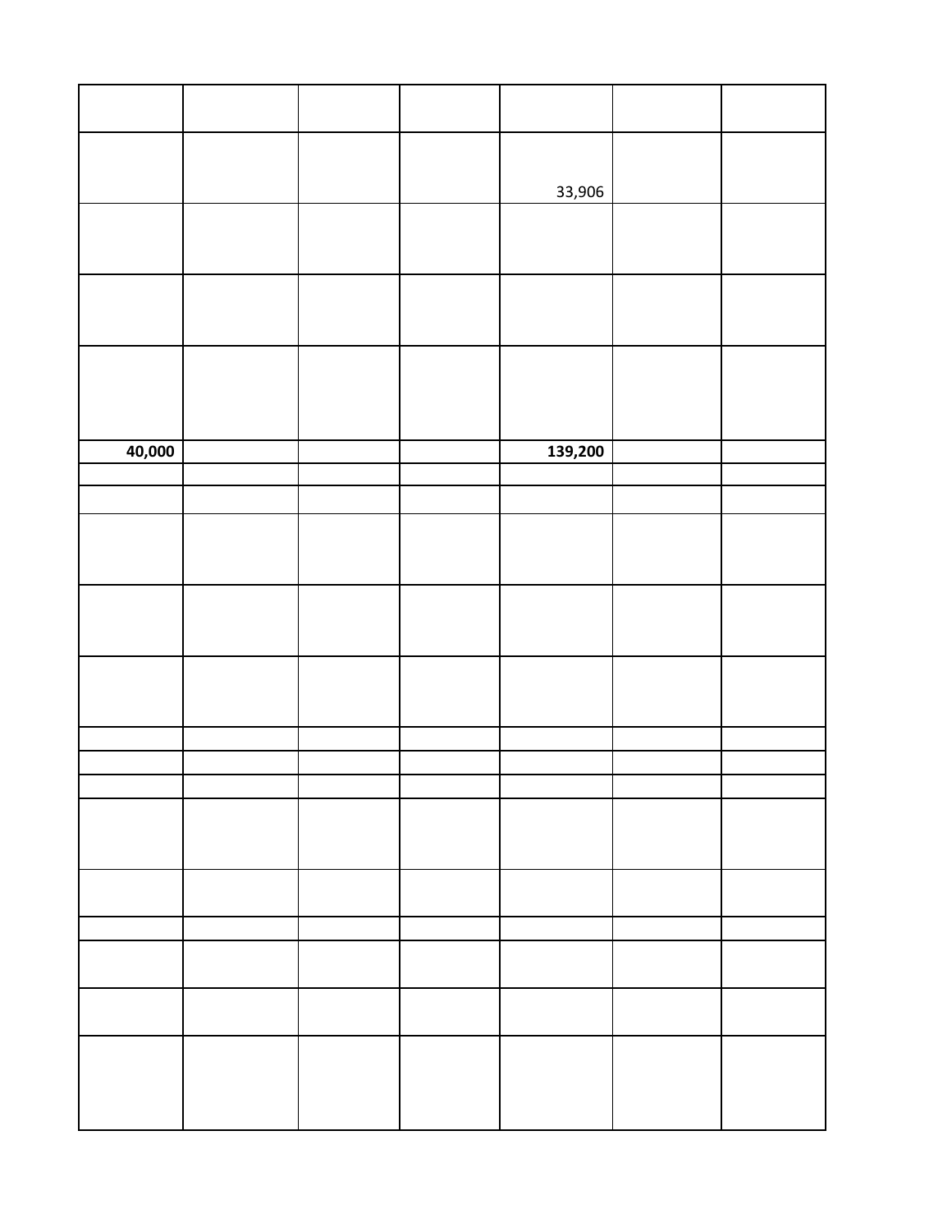| | | | | | | |
|---|---|---|---|---|---|---|
| | | | | 33,906 | | |
| | | | | | | |
| | | | | | | |
| | | | | | | |
| **40,000** | | | | **139,200** | | |
| | | | | | | |
| | | | | | | |
| | | | | | | |
| | | | | | | |
| | | | | | | |
| | | | | | | |
| | | | | | | |
| | | | | | | |
| | | | | | | |
| | | | | | | |
| | | | | | | |
| | | | | | | |
| | | | | | | |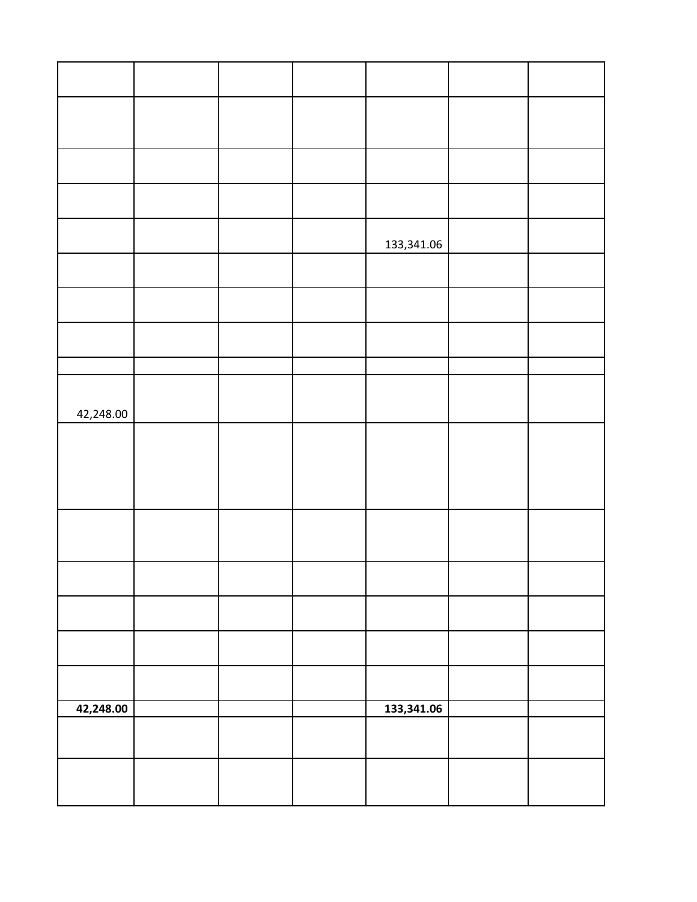| | | | | | | |
|---|---|---|---|---|---|---|
| | | | | | | |
| | | | | | | |
| | | | | | | |
| | | | | 133,341.06 | | |
| | | | | | | |
| | | | | | | |
| | | | | | | |
| | | | | | | |
| 42,248.00 | | | | | | |
| | | | | | | |
| | | | | | | |
| | | | | | | |
| | | | | | | |
| | | | | | | |
| | | | | | | |
| **42,248.00** | | | | **133,341.06** | | |
| | | | | | | |
| | | | | | | |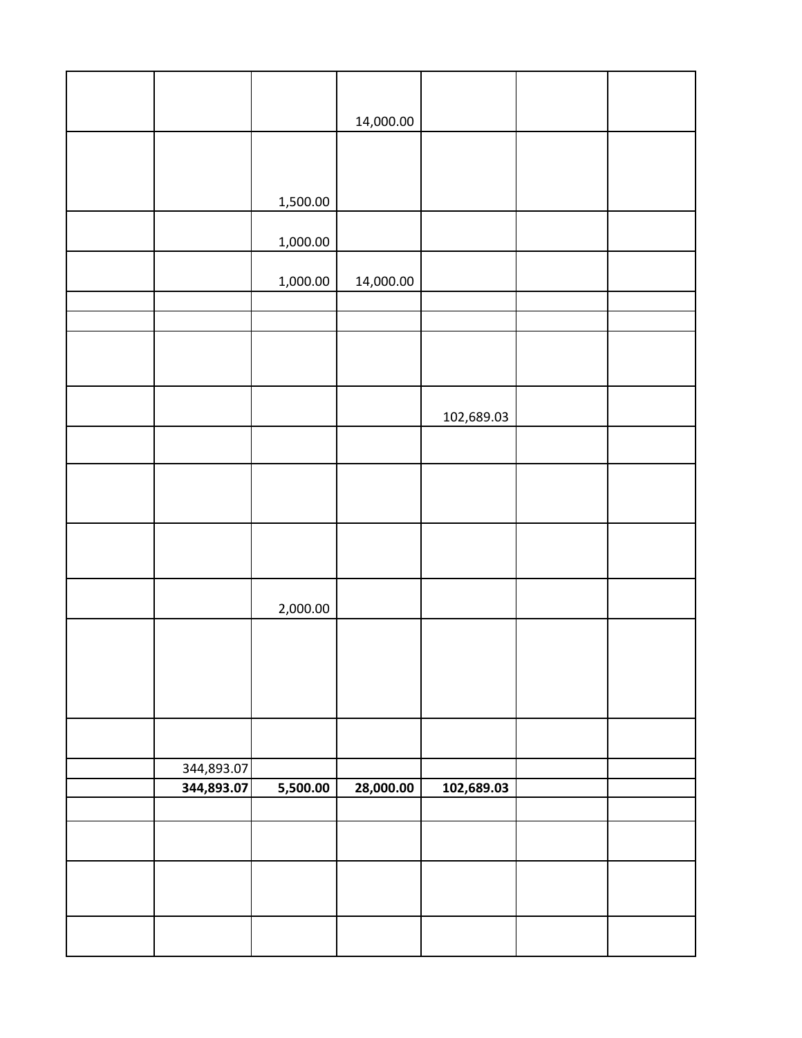| | | | | | | |
|---|---|---|---|---|---|---|
| | | | 14,000.00 | | | |
| | | 1,500.00 | | | | |
| | | 1,000.00 | | | | |
| | | 1,000.00 | 14,000.00 | | | |
| | | | | | | |
| | | | | | | |
| | | | | | | |
| | | | | 102,689.03 | | |
| | | | | | | |
| | | | | | | |
| | | | | | | |
| | | 2,000.00 | | | | |
| | | | | | | |
| | | | | | | |
| | 344,893.07 | | | | | |
| | **344,893.07** | **5,500.00** | **28,000.00** | **102,689.03** | | |
| | | | | | | |
| | | | | | | |
| | | | | | | |
| | | | | | | |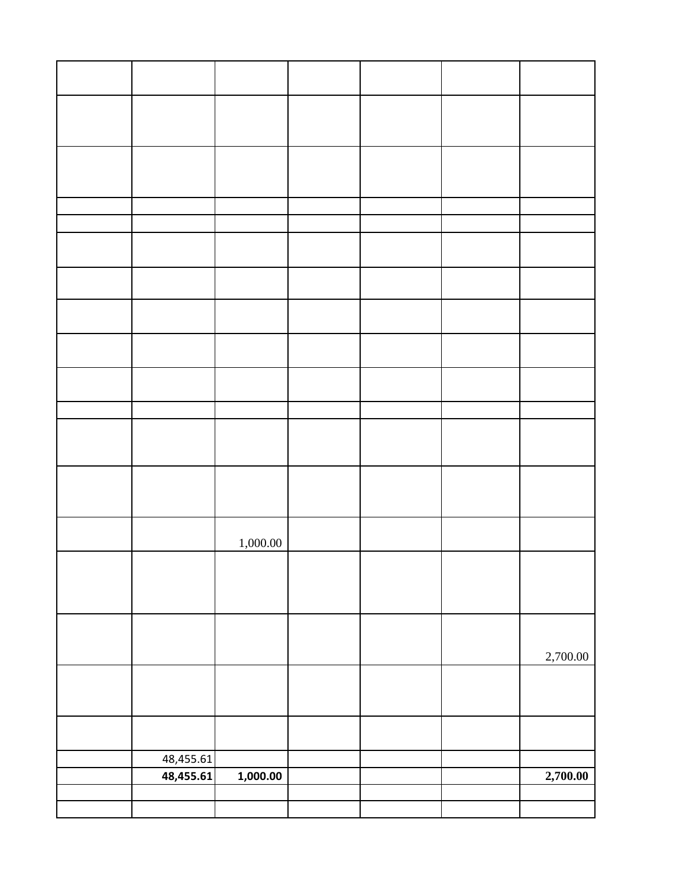| | | | | | | |
|---|---|---|---|---|---|---|
| | | | | | | |
| | | | | | | |
| | | | | | | |
| | | | | | | |
| | | | | | | |
| | | | | | | |
| | | | | | | |
| | | | | | | |
| | | | | | | |
| | | | | | | |
| | | | | | | |
| | | | | | | |
| | | 1,000.00 | | | | |
| | | | | | | |
| | | | | | | 2,700.00 |
| | | | | | | |
| | | | | | | |
| | 48,455.61 | | | | | |
| | **48,455.61** | **1,000.00** | | | | **2,700.00** |
| | | | | | | |
| | | | | | | |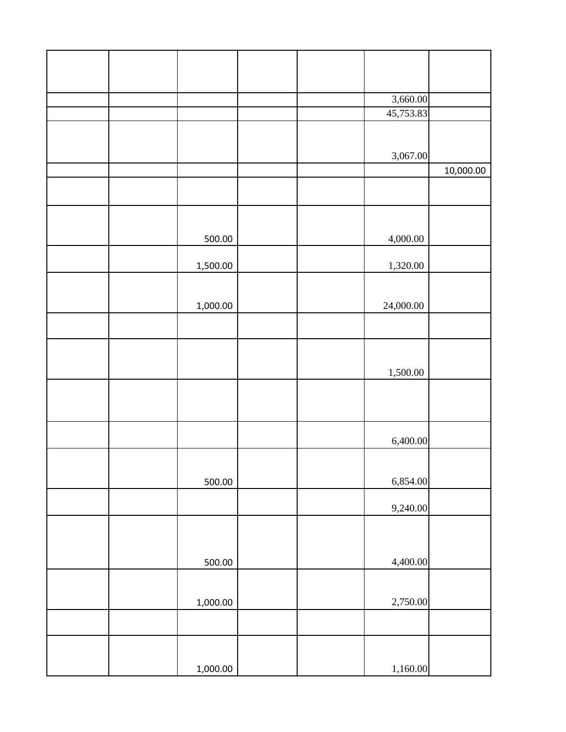| | | | | | | |
|---|---|---|---|---|---|---|
| | | | | | 3,660.00 | |
| | | | | | 45,753.83 | |
| | | | | | 3,067.00 | |
| | | | | | | 10,000.00 |
| | | | | | | |
| | | 500.00 | | | 4,000.00 | |
| | | 1,500.00 | | | 1,320.00 | |
| | | 1,000.00 | | | 24,000.00 | |
| | | | | | | |
| | | | | | 1,500.00 | |
| | | | | | | |
| | | | | | 6,400.00 | |
| | | 500.00 | | | 6,854.00 | |
| | | | | | 9,240.00 | |
| | | 500.00 | | | 4,400.00 | |
| | | 1,000.00 | | | 2,750.00 | |
| | | | | | | |
| | | 1,000.00 | | | 1,160.00 | |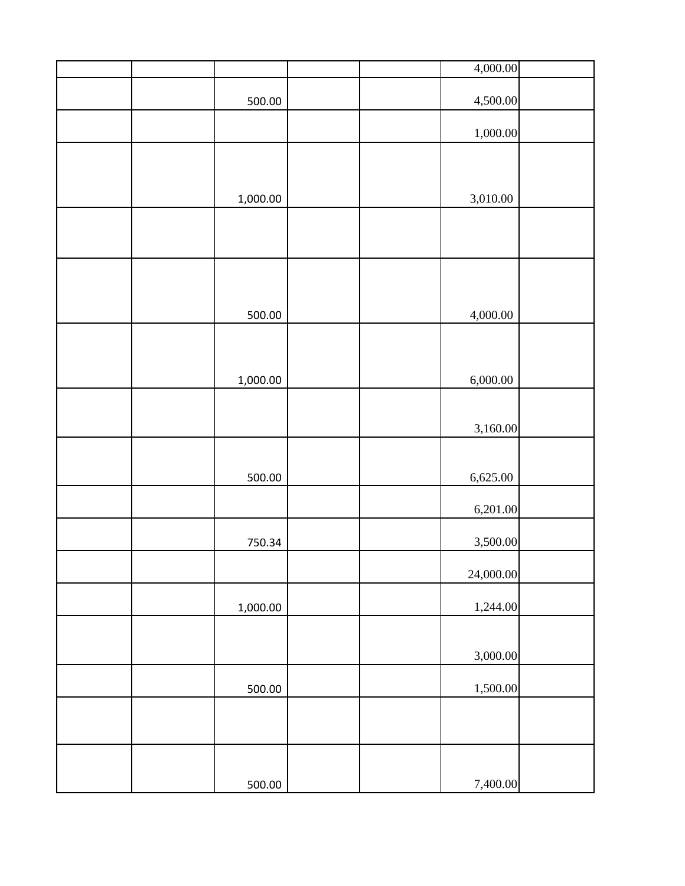| | | | | | | |
|---|---|---|---|---|---|---|
| | | | | | 4,000.00 | |
| | | 500.00 | | | 4,500.00 | |
| | | | | | 1,000.00 | |
| | | 1,000.00 | | | 3,010.00 | |
| | | | | | | |
| | | 500.00 | | | 4,000.00 | |
| | | 1,000.00 | | | 6,000.00 | |
| | | | | | 3,160.00 | |
| | | 500.00 | | | 6,625.00 | |
| | | | | | 6,201.00 | |
| | | 750.34 | | | 3,500.00 | |
| | | | | | 24,000.00 | |
| | | 1,000.00 | | | 1,244.00 | |
| | | | | | 3,000.00 | |
| | | 500.00 | | | 1,500.00 | |
| | | | | | | |
| | | 500.00 | | | 7,400.00 | |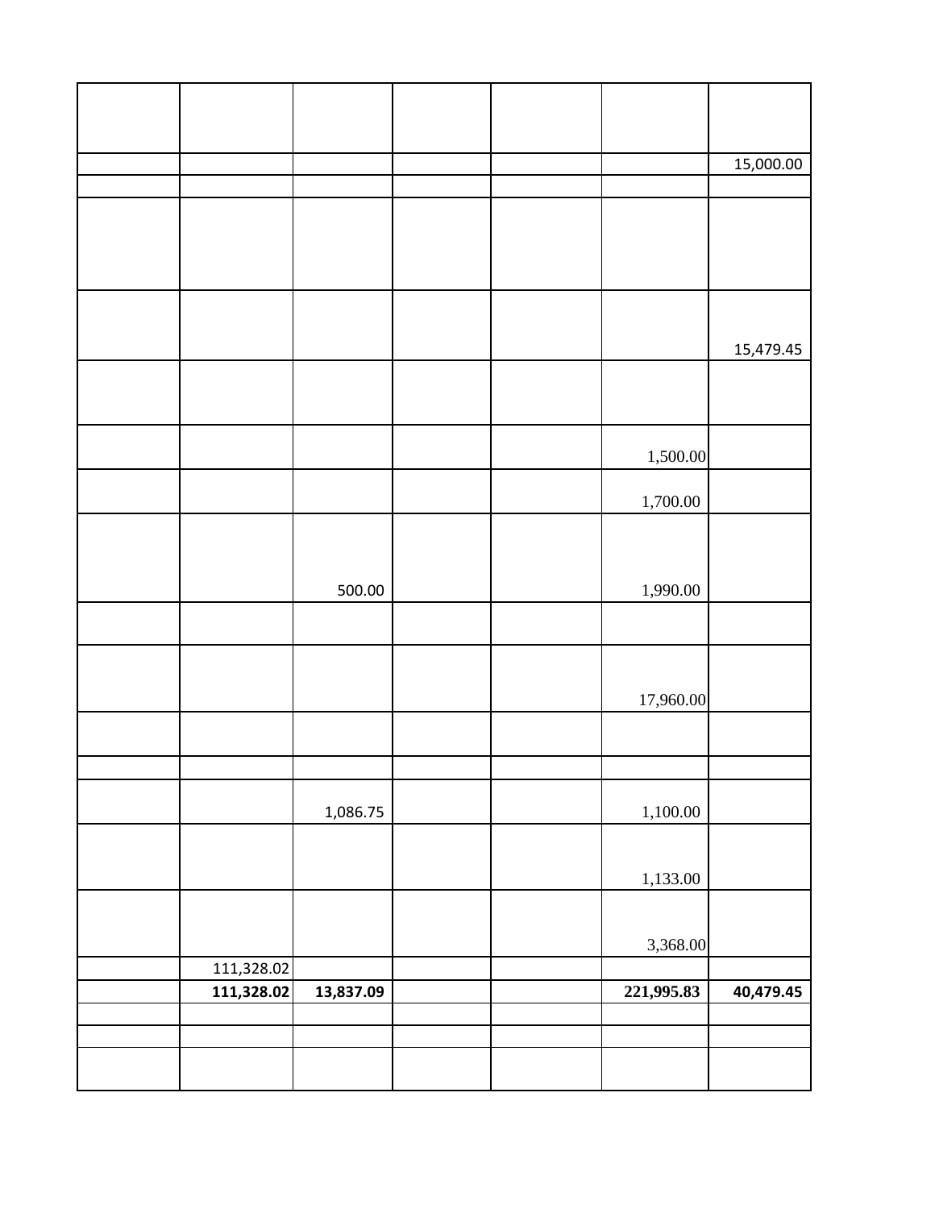| | | | | | | |
|---|---|---|---|---|---|---|
| | | | | | | 15,000.00 |
| | | | | | | |
| | | | | | | |
| | | | | | | 15,479.45 |
| | | | | | | |
| | | | | | 1,500.00 | |
| | | | | | 1,700.00 | |
| | | 500.00 | | | 1,990.00 | |
| | | | | | | |
| | | | | | 17,960.00 | |
| | | | | | | |
| | | | | | | |
| | | 1,086.75 | | | 1,100.00 | |
| | | | | | 1,133.00 | |
| | | | | | 3,368.00 | |
| | 111,328.02 | | | | | |
| | **111,328.02** | **13,837.09** | | | **221,995.83** | **40,479.45** |
| | | | | | | |
| | | | | | | |
| | | | | | | |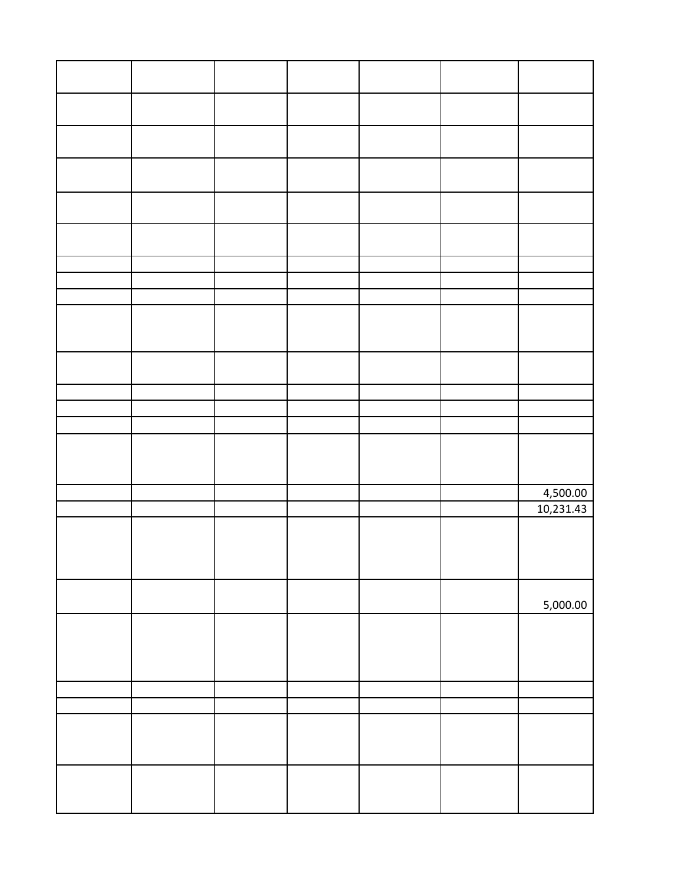| | | | | | | |
|---|---|---|---|---|---|---|
| | | | | | | |
| | | | | | | |
| | | | | | | |
| | | | | | | |
| | | | | | | |
| | | | | | | |
| | | | | | | |
| | | | | | | |
| | | | | | | |
| | | | | | | |
| | | | | | | |
| | | | | | | |
| | | | | | | |
| | | | | | | 4,500.00 |
| | | | | | | 10,231.43 |
| | | | | | | |
| | | | | | | 5,000.00 |
| | | | | | | |
| | | | | | | |
| | | | | | | |
| | | | | | | |
| | | | | | | |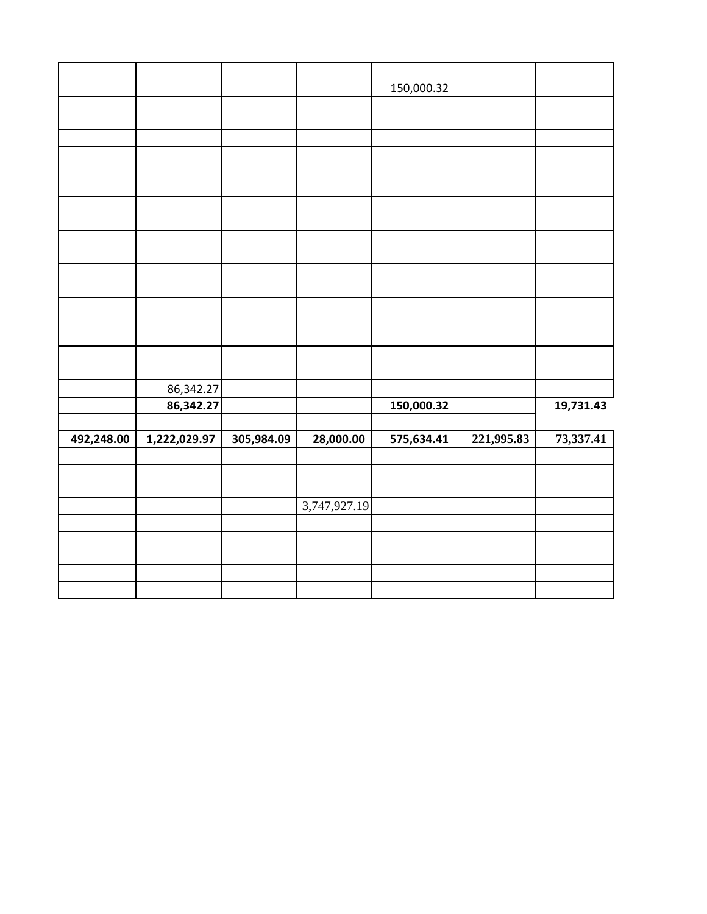| | | | | | | |
|---|---|---|---|---|---|---|
| | | | | 150,000.32 | | |
| | | | | | | |
| | | | | | | |
| | | | | | | |
| | | | | | | |
| | | | | | | |
| | | | | | | |
| | | | | | | |
| | | | | | | |
| | 86,342.27 | | | | | |
| | **86,342.27** | | | **150,000.32** | | **19,731.43** |
| | | | | | | |
| **492,248.00** | **1,222,029.97** | **305,984.09** | **28,000.00** | **575,634.41** | **221,995.83** | **73,337.41** |
| | | | | | | |
| | | | | | | |
| | | | | | | |
| | | | 3,747,927.19 | | | |
| | | | | | | |
| | | | | | | |
| | | | | | | |
| | | | | | | |
| | | | | | | |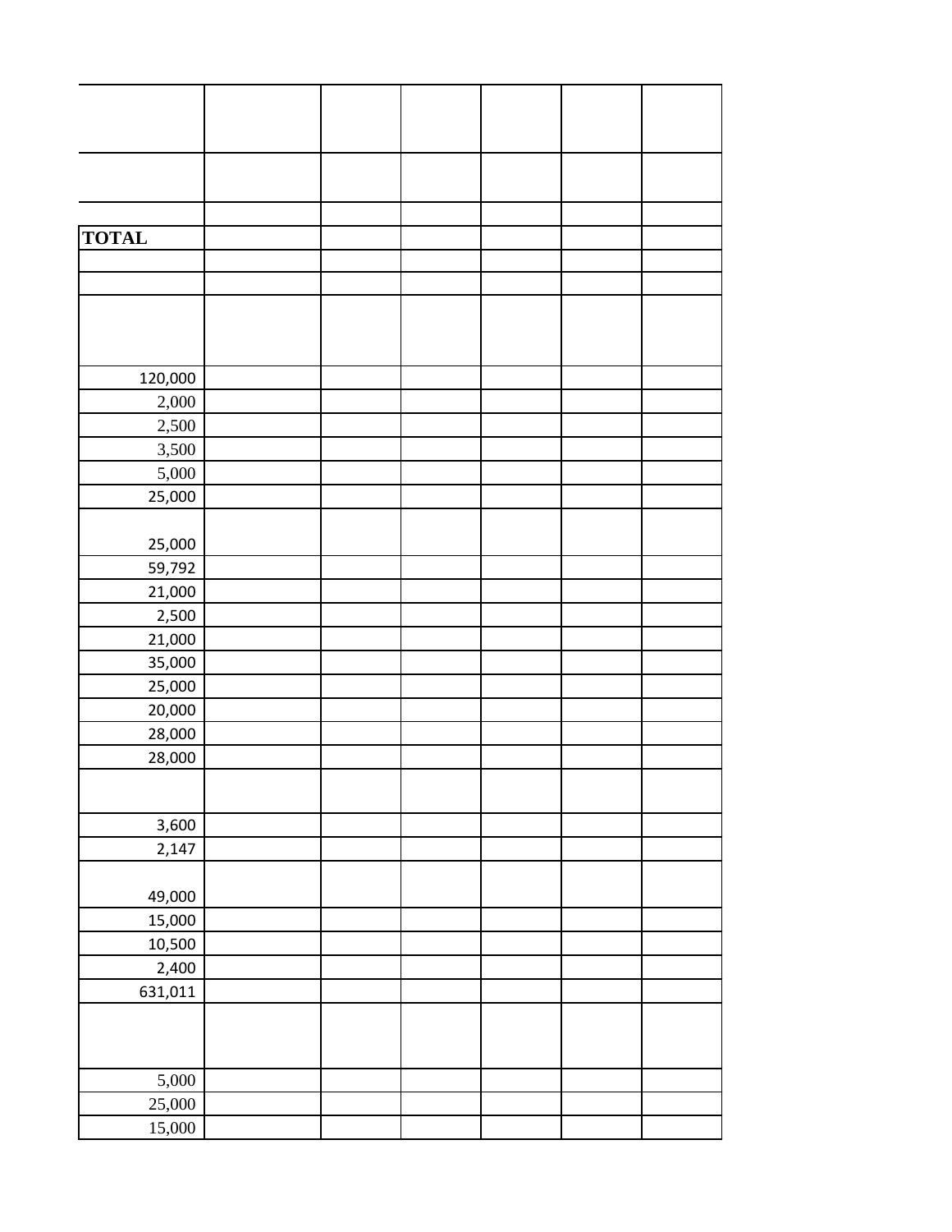| | | | | | | |
|---|---|---|---|---|---|---|
| | | | | | | |
| | | | | | | |
| **TOTAL** | | | | | | |
| | | | | | | |
| | | | | | | |
| | | | | | | |
| 120,000 | | | | | | |
| 2,000 | | | | | | |
| 2,500 | | | | | | |
| 3,500 | | | | | | |
| 5,000 | | | | | | |
| 25,000 | | | | | | |
| 25,000 | | | | | | |
| 59,792 | | | | | | |
| 21,000 | | | | | | |
| 2,500 | | | | | | |
| 21,000 | | | | | | |
| 35,000 | | | | | | |
| 25,000 | | | | | | |
| 20,000 | | | | | | |
| 28,000 | | | | | | |
| 28,000 | | | | | | |
| | | | | | | |
| 3,600 | | | | | | |
| 2,147 | | | | | | |
| 49,000 | | | | | | |
| 15,000 | | | | | | |
| 10,500 | | | | | | |
| 2,400 | | | | | | |
| 631,011 | | | | | | |
| | | | | | | |
| 5,000 | | | | | | |
| 25,000 | | | | | | |
| 15,000 | | | | | | |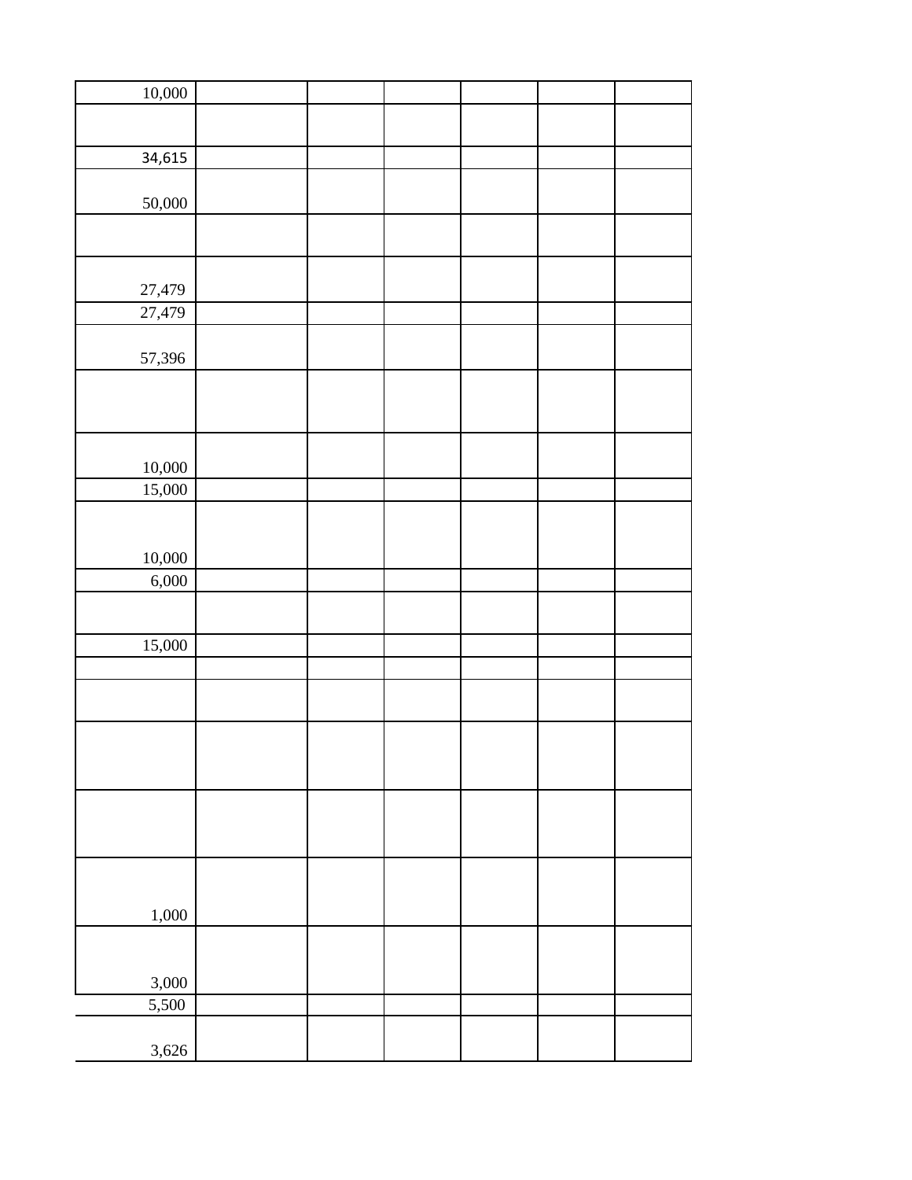| | | | | | | |
|---|---|---|---|---|---|---|
| 10,000 | | | | | | |
| | | | | | | |
| 34,615 | | | | | | |
| 50,000 | | | | | | |
| | | | | | | |
| 27,479 | | | | | | |
| 27,479 | | | | | | |
| 57,396 | | | | | | |
| | | | | | | |
| 10,000 | | | | | | |
| 15,000 | | | | | | |
| 10,000 | | | | | | |
| 6,000 | | | | | | |
| | | | | | | |
| 15,000 | | | | | | |
| | | | | | | |
| | | | | | | |
| | | | | | | |
| | | | | | | |
| 1,000 | | | | | | |
| 3,000 | | | | | | |
| 5,500 | | | | | | |
| 3,626 | | | | | | |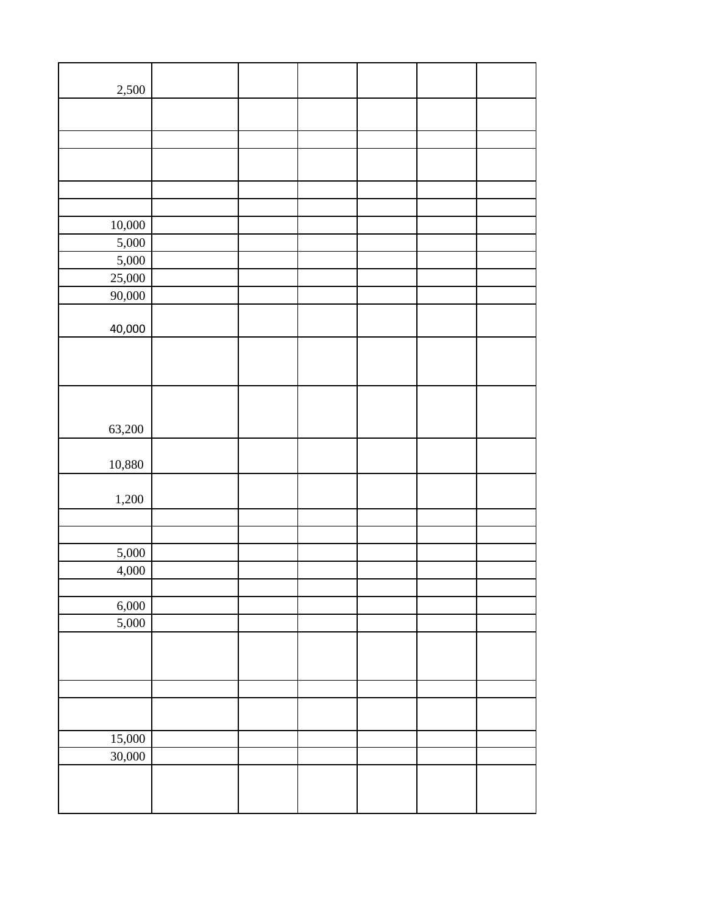| | | | | | | |
|---|---|---|---|---|---|---|
| 2,500 | | | | | | |
| | | | | | | |
| | | | | | | |
| | | | | | | |
| | | | | | | |
| | | | | | | |
| 10,000 | | | | | | |
| 5,000 | | | | | | |
| 5,000 | | | | | | |
| 25,000 | | | | | | |
| 90,000 | | | | | | |
| 40,000 | | | | | | |
| | | | | | | |
| 63,200 | | | | | | |
| 10,880 | | | | | | |
| 1,200 | | | | | | |
| | | | | | | |
| | | | | | | |
| 5,000 | | | | | | |
| 4,000 | | | | | | |
| | | | | | | |
| 6,000 | | | | | | |
| 5,000 | | | | | | |
| | | | | | | |
| | | | | | | |
| | | | | | | |
| 15,000 | | | | | | |
| 30,000 | | | | | | |
| | | | | | | |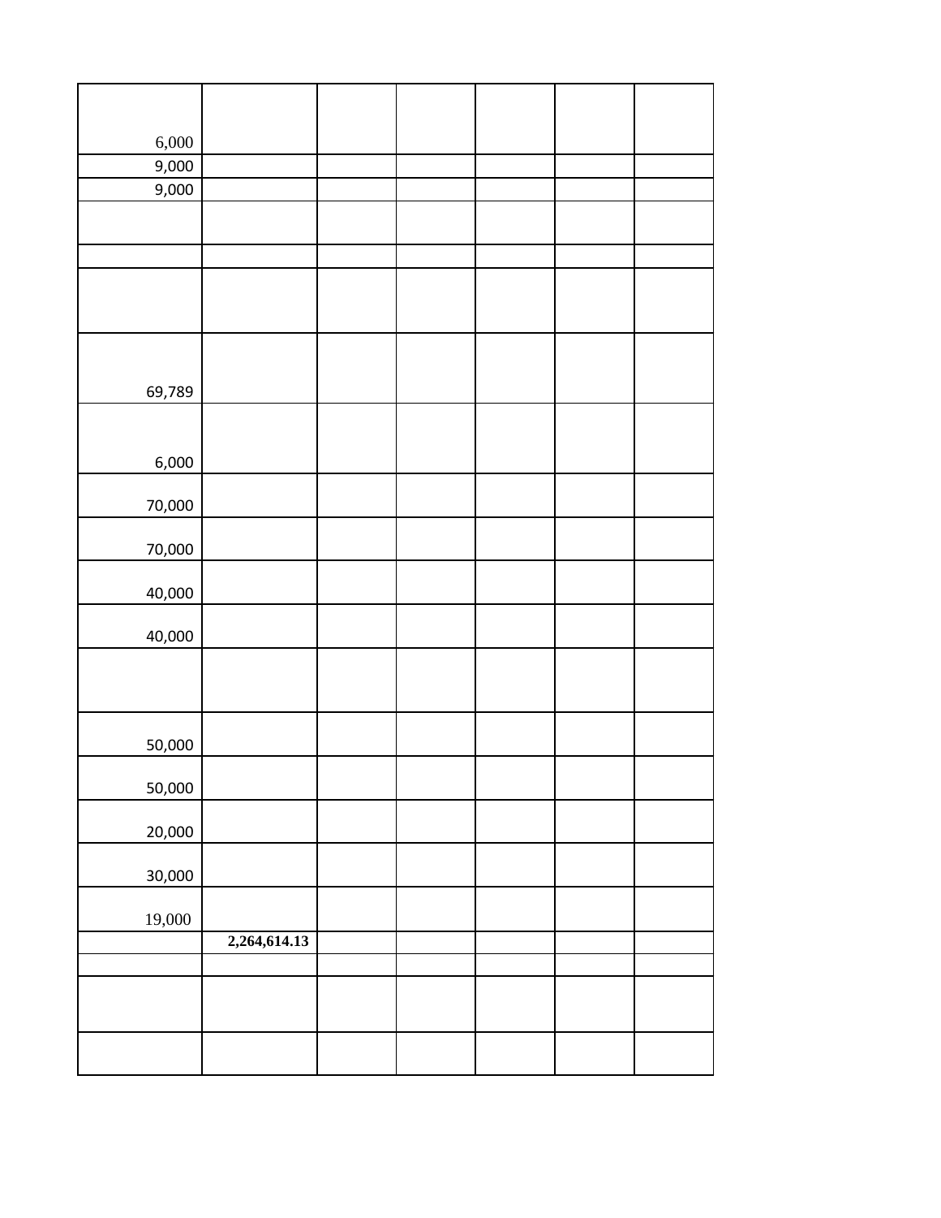| | | | | | | |
|---|---|---|---|---|---|---|
| 6,000 | | | | | | |
| 9,000 | | | | | | |
| 9,000 | | | | | | |
| | | | | | | |
| | | | | | | |
| | | | | | | |
| 69,789 | | | | | | |
| 6,000 | | | | | | |
| 70,000 | | | | | | |
| 70,000 | | | | | | |
| 40,000 | | | | | | |
| 40,000 | | | | | | |
| | | | | | | |
| 50,000 | | | | | | |
| 50,000 | | | | | | |
| 20,000 | | | | | | |
| 30,000 | | | | | | |
| 19,000 | | | | | | |
| | **2,264,614.13** | | | | | |
| | | | | | | |
| | | | | | | |
| | | | | | | |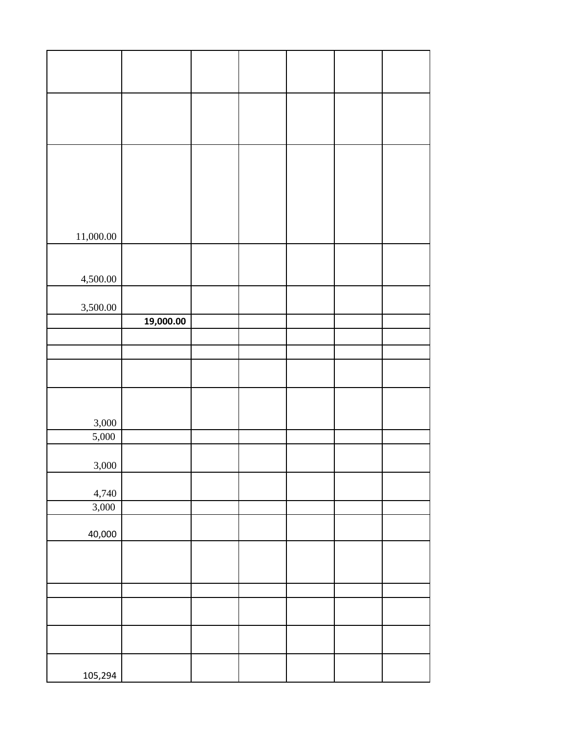| | | | | | | |
|---|---|---|---|---|---|---|
| | | | | | | |
| | | | | | | |
| 11,000.00 | | | | | | |
| 4,500.00 | | | | | | |
| 3,500.00 | | | | | | |
| | **19,000.00** | | | | | |
| | | | | | | |
| | | | | | | |
| | | | | | | |
| 3,000 | | | | | | |
| 5,000 | | | | | | |
| 3,000 | | | | | | |
| 4,740 | | | | | | |
| 3,000 | | | | | | |
| 40,000 | | | | | | |
| | | | | | | |
| | | | | | | |
| | | | | | | |
| | | | | | | |
| 105,294 | | | | | | |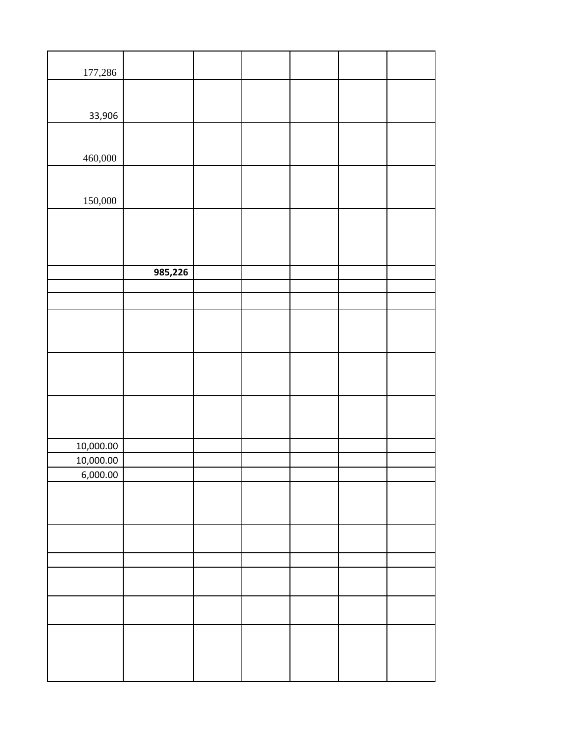| | | | | | | |
|---|---|---|---|---|---|---|
| 177,286 | | | | | | |
| 33,906 | | | | | | |
| 460,000 | | | | | | |
| 150,000 | | | | | | |
| | | | | | | |
| | **985,226** | | | | | |
| | | | | | | |
| | | | | | | |
| | | | | | | |
| | | | | | | |
| | | | | | | |
| 10,000.00 | | | | | | |
| 10,000.00 | | | | | | |
| 6,000.00 | | | | | | |
| | | | | | | |
| | | | | | | |
| | | | | | | |
| | | | | | | |
| | | | | | | |
| | | | | | | |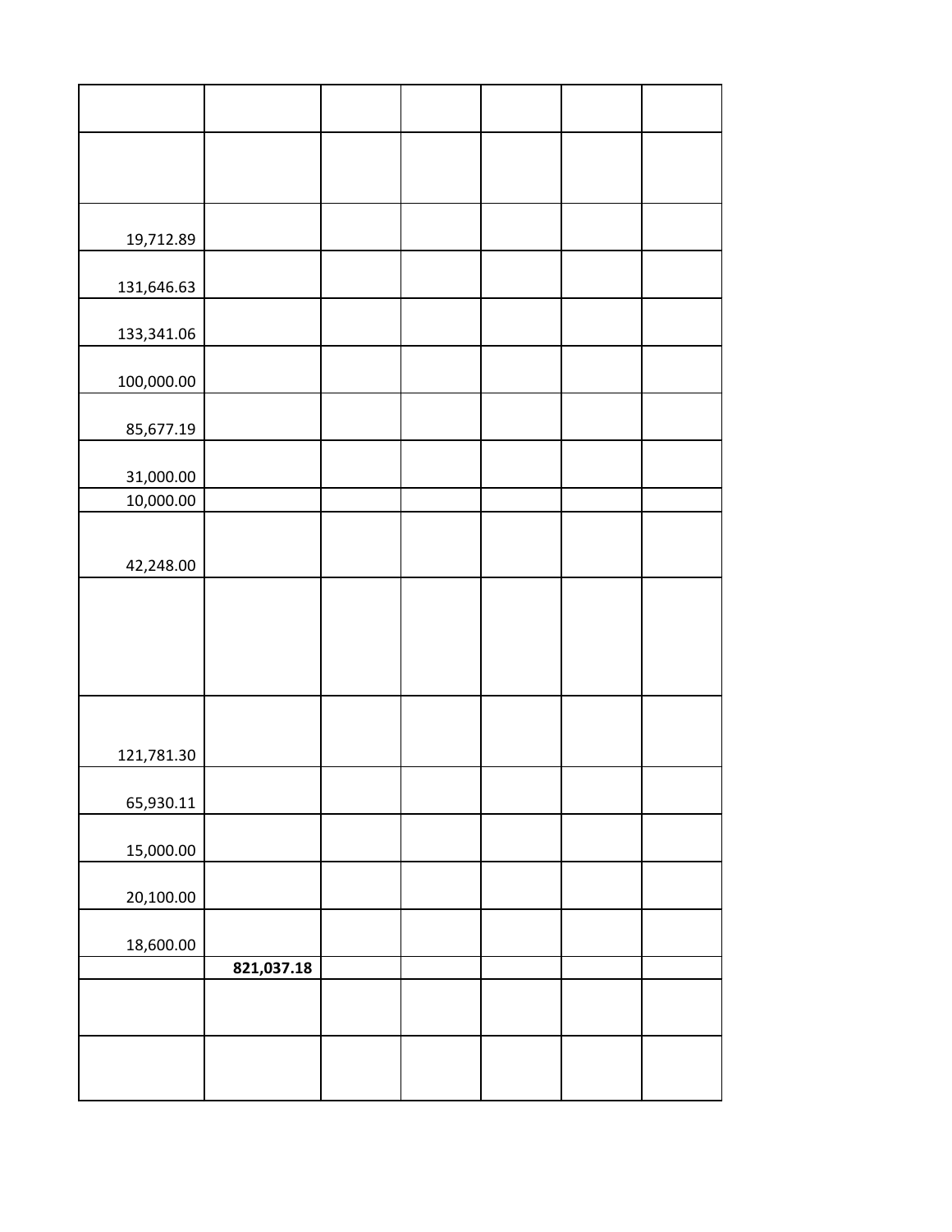| | | | | | | |
|---|---|---|---|---|---|---|
| | | | | | | |
| 19,712.89 | | | | | | |
| 131,646.63 | | | | | | |
| 133,341.06 | | | | | | |
| 100,000.00 | | | | | | |
| 85,677.19 | | | | | | |
| 31,000.00 | | | | | | |
| 10,000.00 | | | | | | |
| 42,248.00 | | | | | | |
| | | | | | | |
| 121,781.30 | | | | | | |
| 65,930.11 | | | | | | |
| 15,000.00 | | | | | | |
| 20,100.00 | | | | | | |
| 18,600.00 | | | | | | |
| | **821,037.18** | | | | | |
| | | | | | | |
| | | | | | | |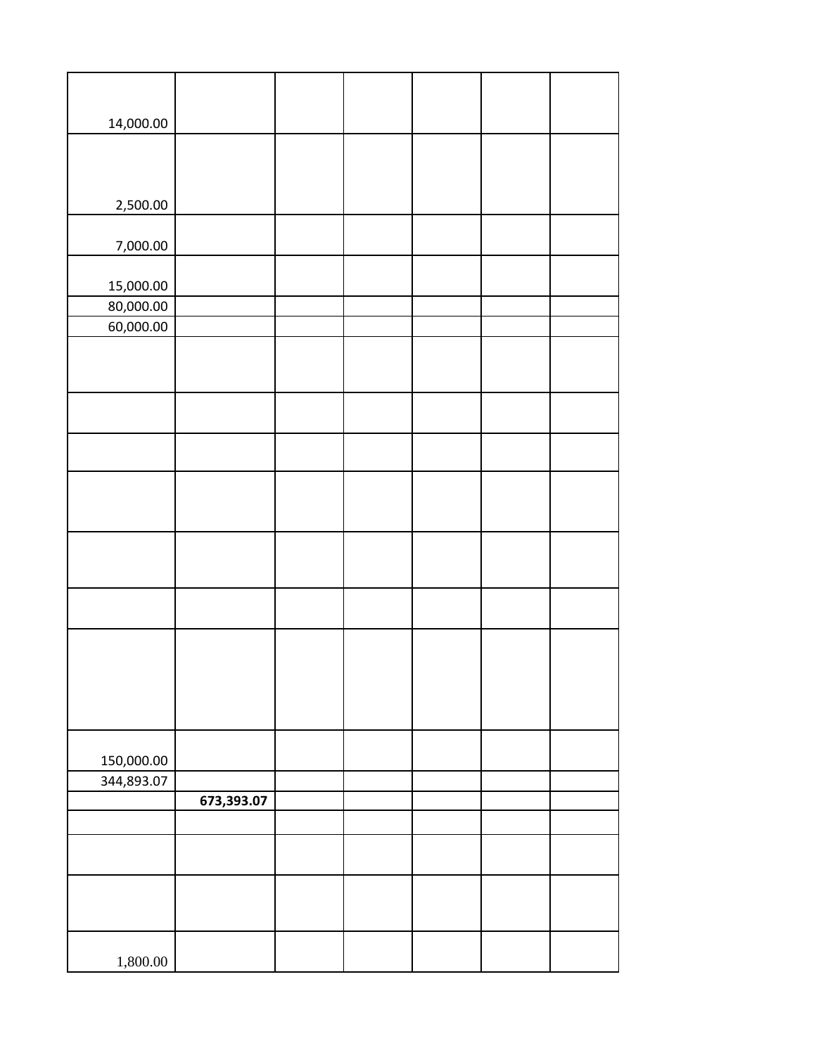| | | | | | | |
|---|---|---|---|---|---|---|
| 14,000.00 | | | | | | |
| 2,500.00 | | | | | | |
| 7,000.00 | | | | | | |
| 15,000.00 | | | | | | |
| 80,000.00 | | | | | | |
| 60,000.00 | | | | | | |
| | | | | | | |
| | | | | | | |
| | | | | | | |
| | | | | | | |
| | | | | | | |
| | | | | | | |
| | | | | | | |
| 150,000.00 | | | | | | |
| 344,893.07 | | | | | | |
| | **673,393.07** | | | | | |
| | | | | | | |
| | | | | | | |
| | | | | | | |
| 1,800.00 | | | | | | |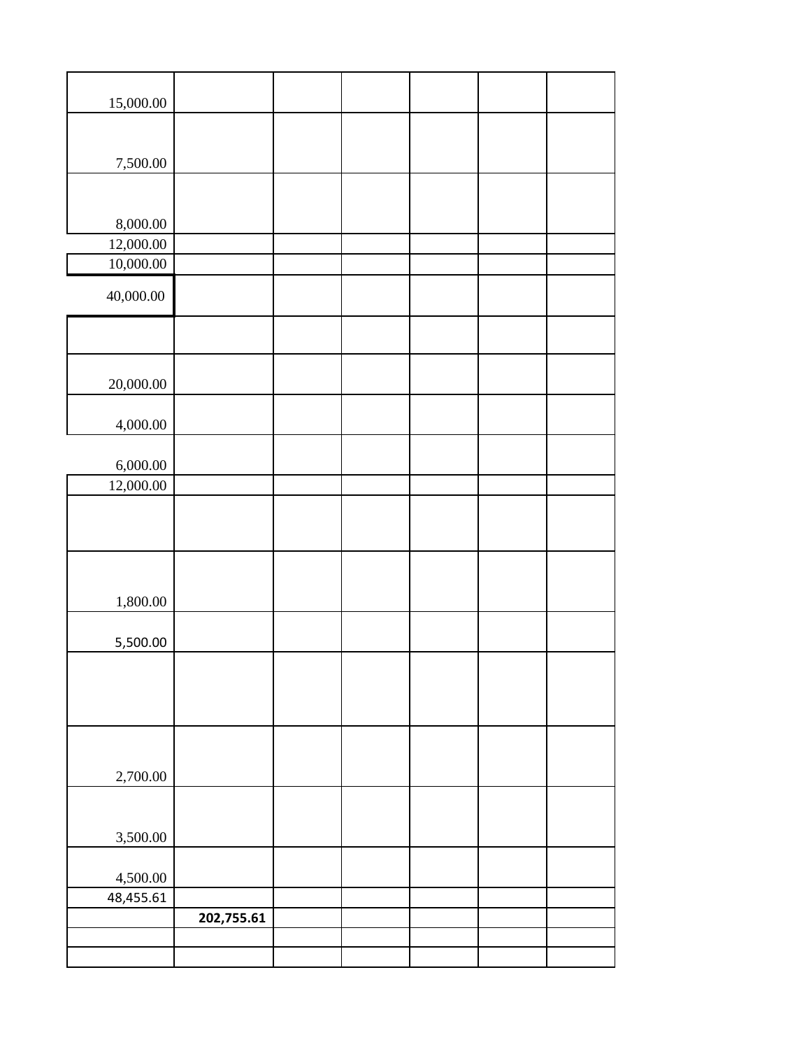| | | | | | | |
|---|---|---|---|---|---|---|
| 15,000.00 | | | | | | |
| 7,500.00 | | | | | | |
| 8,000.00 | | | | | | |
| 12,000.00 | | | | | | |
| 10,000.00 | | | | | | |
| 40,000.00 | | | | | | |
| | | | | | | |
| 20,000.00 | | | | | | |
| 4,000.00 | | | | | | |
| 6,000.00 | | | | | | |
| 12,000.00 | | | | | | |
| | | | | | | |
| 1,800.00 | | | | | | |
| 5,500.00 | | | | | | |
| | | | | | | |
| 2,700.00 | | | | | | |
| 3,500.00 | | | | | | |
| 4,500.00 | | | | | | |
| 48,455.61 | | | | | | |
| | **202,755.61** | | | | | |
| | | | | | | |
| | | | | | | |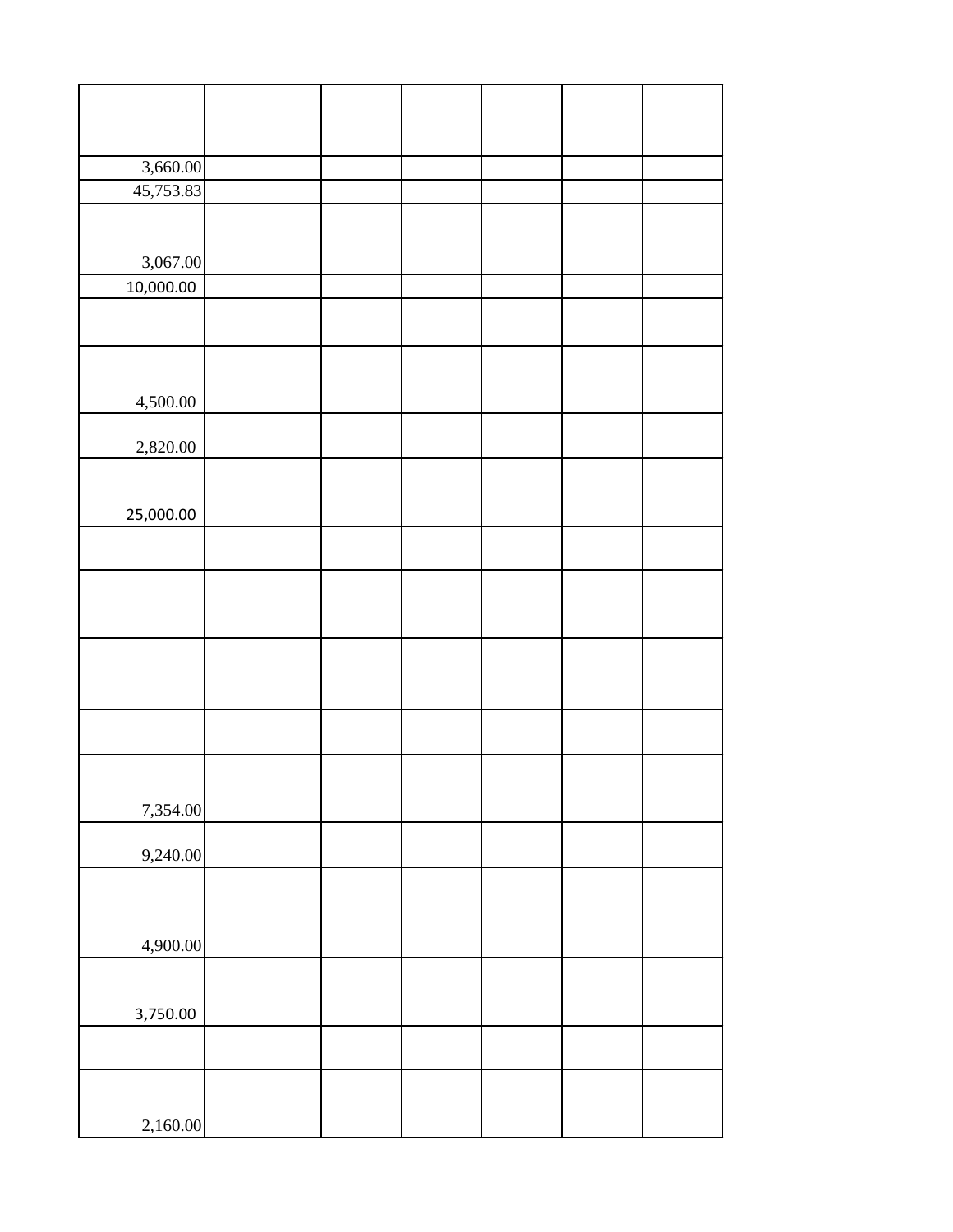| | | | | | | |
|---|---|---|---|---|---|---|
| 3,660.00 | | | | | | |
| 45,753.83 | | | | | | |
| 3,067.00 | | | | | | |
| 10,000.00 | | | | | | |
| | | | | | | |
| 4,500.00 | | | | | | |
| 2,820.00 | | | | | | |
| 25,000.00 | | | | | | |
| | | | | | | |
| | | | | | | |
| | | | | | | |
| | | | | | | |
| 7,354.00 | | | | | | |
| 9,240.00 | | | | | | |
| 4,900.00 | | | | | | |
| 3,750.00 | | | | | | |
| | | | | | | |
| 2,160.00 | | | | | | |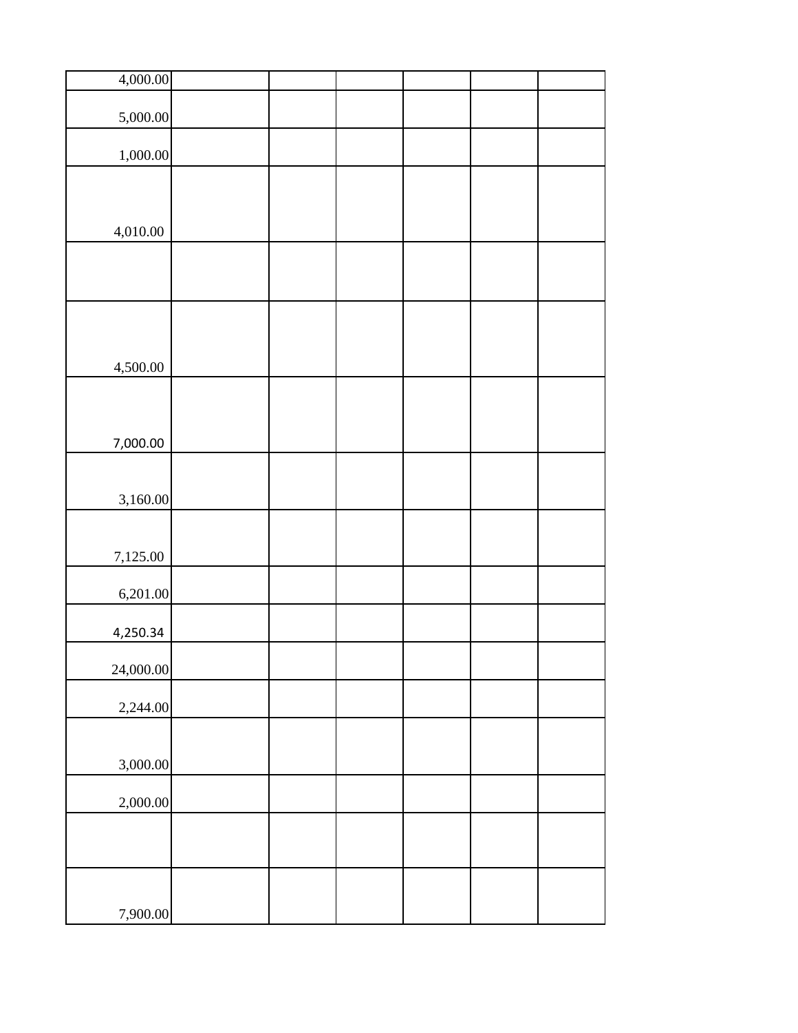| | | | | | | |
|---|---|---|---|---|---|---|
| 4,000.00 | | | | | | |
| 5,000.00 | | | | | | |
| 1,000.00 | | | | | | |
| 4,010.00 | | | | | | |
| | | | | | | |
| 4,500.00 | | | | | | |
| 7,000.00 | | | | | | |
| 3,160.00 | | | | | | |
| 7,125.00 | | | | | | |
| 6,201.00 | | | | | | |
| 4,250.34 | | | | | | |
| 24,000.00 | | | | | | |
| 2,244.00 | | | | | | |
| 3,000.00 | | | | | | |
| 2,000.00 | | | | | | |
| | | | | | | |
| 7,900.00 | | | | | | |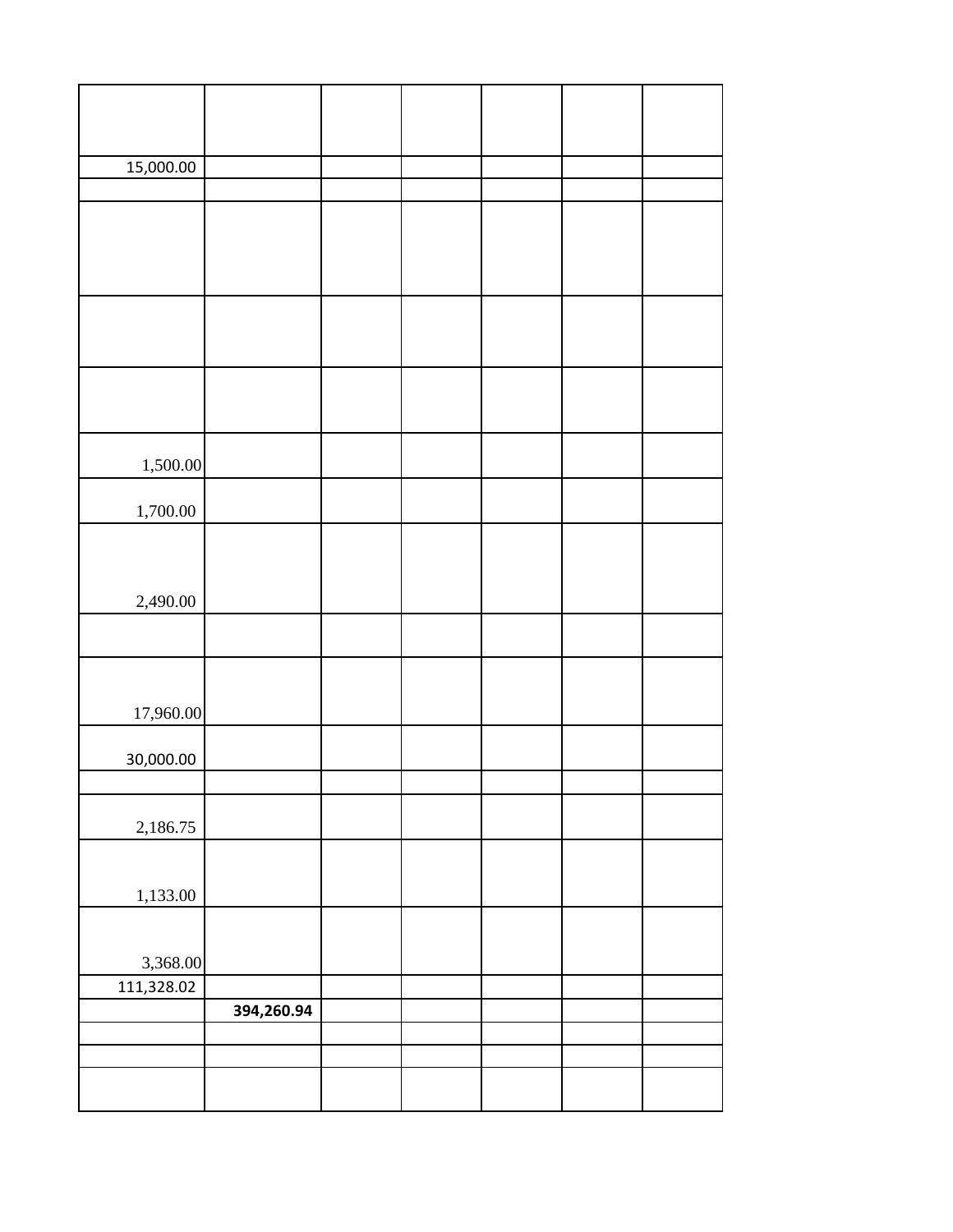| | | | | | | |
|---|---|---|---|---|---|---|
| | | | | | | |
| 15,000.00 | | | | | | |
| | | | | | | |
| | | | | | | |
| | | | | | | |
| | | | | | | |
| 1,500.00 | | | | | | |
| 1,700.00 | | | | | | |
| 2,490.00 | | | | | | |
| | | | | | | |
| 17,960.00 | | | | | | |
| 30,000.00 | | | | | | |
| | | | | | | |
| 2,186.75 | | | | | | |
| 1,133.00 | | | | | | |
| 3,368.00 | | | | | | |
| 111,328.02 | | | | | | |
| | **394,260.94** | | | | | |
| | | | | | | |
| | | | | | | |
| | | | | | | |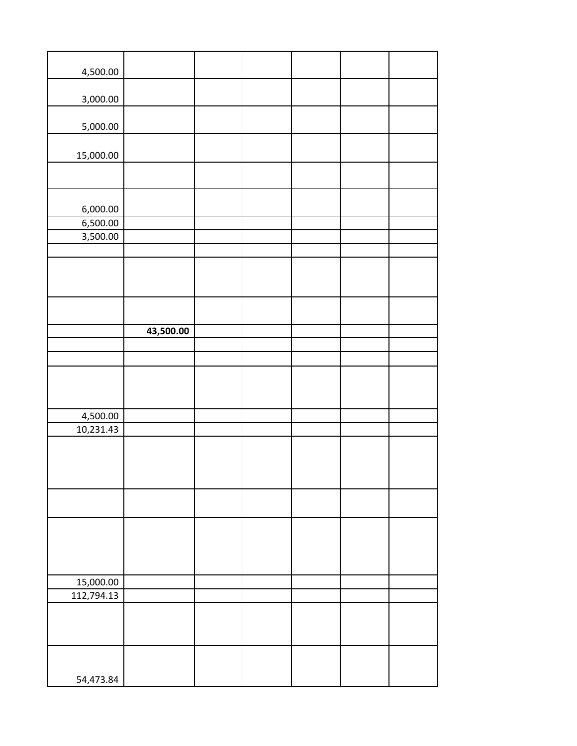| | | | | | | |
|---|---|---|---|---|---|---|
| 4,500.00 | | | | | | |
| 3,000.00 | | | | | | |
| 5,000.00 | | | | | | |
| 15,000.00 | | | | | | |
| | | | | | | |
| 6,000.00 | | | | | | |
| 6,500.00 | | | | | | |
| 3,500.00 | | | | | | |
| | | | | | | |
| | | | | | | |
| | | | | | | |
| | **43,500.00** | | | | | |
| | | | | | | |
| | | | | | | |
| | | | | | | |
| 4,500.00 | | | | | | |
| 10,231.43 | | | | | | |
| | | | | | | |
| | | | | | | |
| | | | | | | |
| 15,000.00 | | | | | | |
| 112,794.13 | | | | | | |
| | | | | | | |
| 54,473.84 | | | | | | |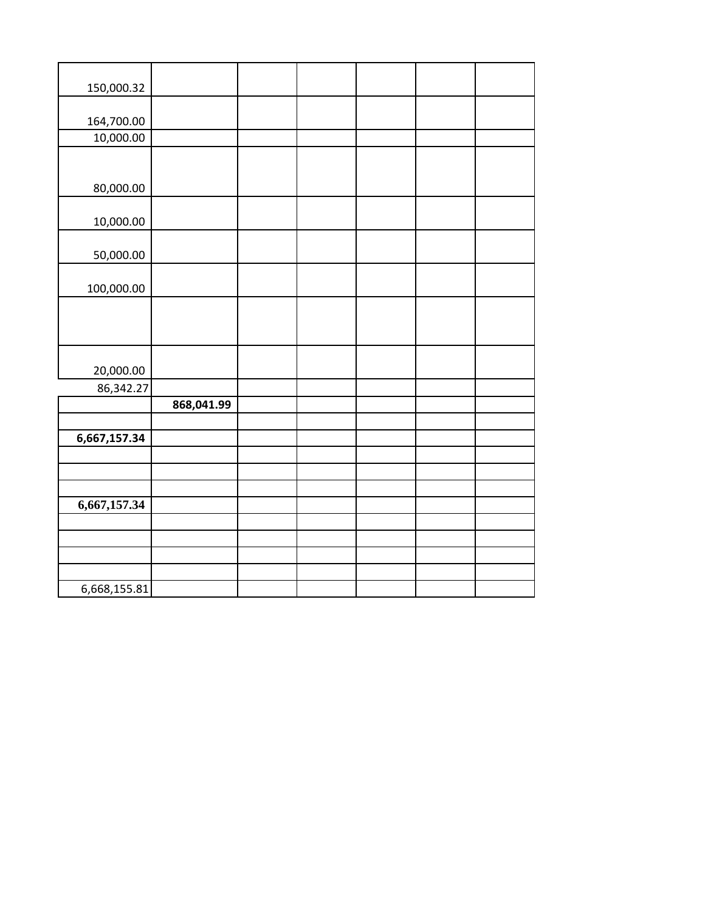| | | | | | | |
|---|---|---|---|---|---|---|
| 150,000.32 | | | | | | |
| 164,700.00 | | | | | | |
| 10,000.00 | | | | | | |
| 80,000.00 | | | | | | |
| 10,000.00 | | | | | | |
| 50,000.00 | | | | | | |
| 100,000.00 | | | | | | |
| | | | | | | |
| 20,000.00 | | | | | | |
| 86,342.27 | | | | | | |
| | **868,041.99** | | | | | |
| | | | | | | |
| **6,667,157.34** | | | | | | |
| | | | | | | |
| | | | | | | |
| | | | | | | |
| **6,667,157.34** | | | | | | |
| | | | | | | |
| | | | | | | |
| | | | | | | |
| | | | | | | |
| 6,668,155.81 | | | | | | |